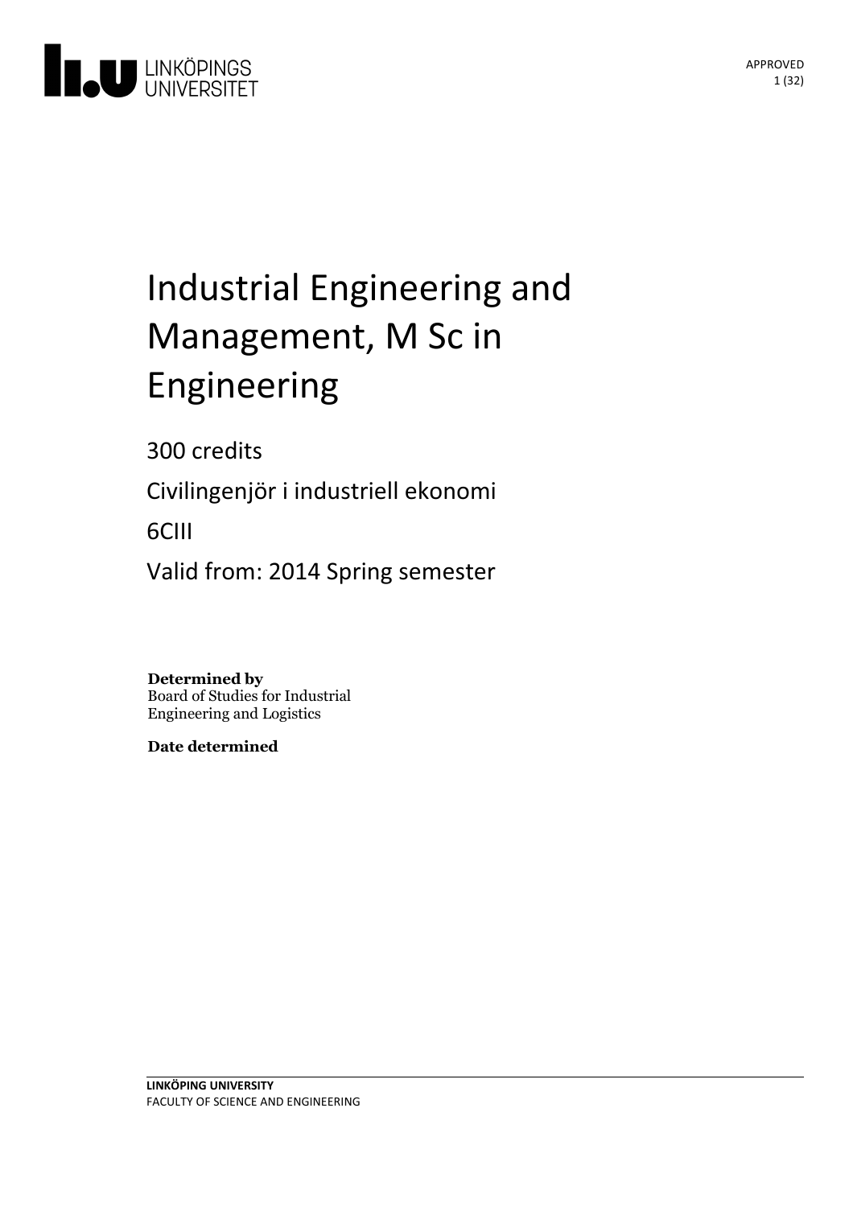LINKÖPINGS UNIVERSITET

APPROVED

# Industrial Engineering and Management, M Sc in Engineering

300 credits

Civilingenjör i industriell ekonomi

6CIII

Valid from: 2014 Spring semester

**Determined by**
Board of Studies for Industrial Engineering and Logistics

**Date determined**

**LINKÖPING UNIVERSITY**
FACULTY OF SCIENCE AND ENGINEERING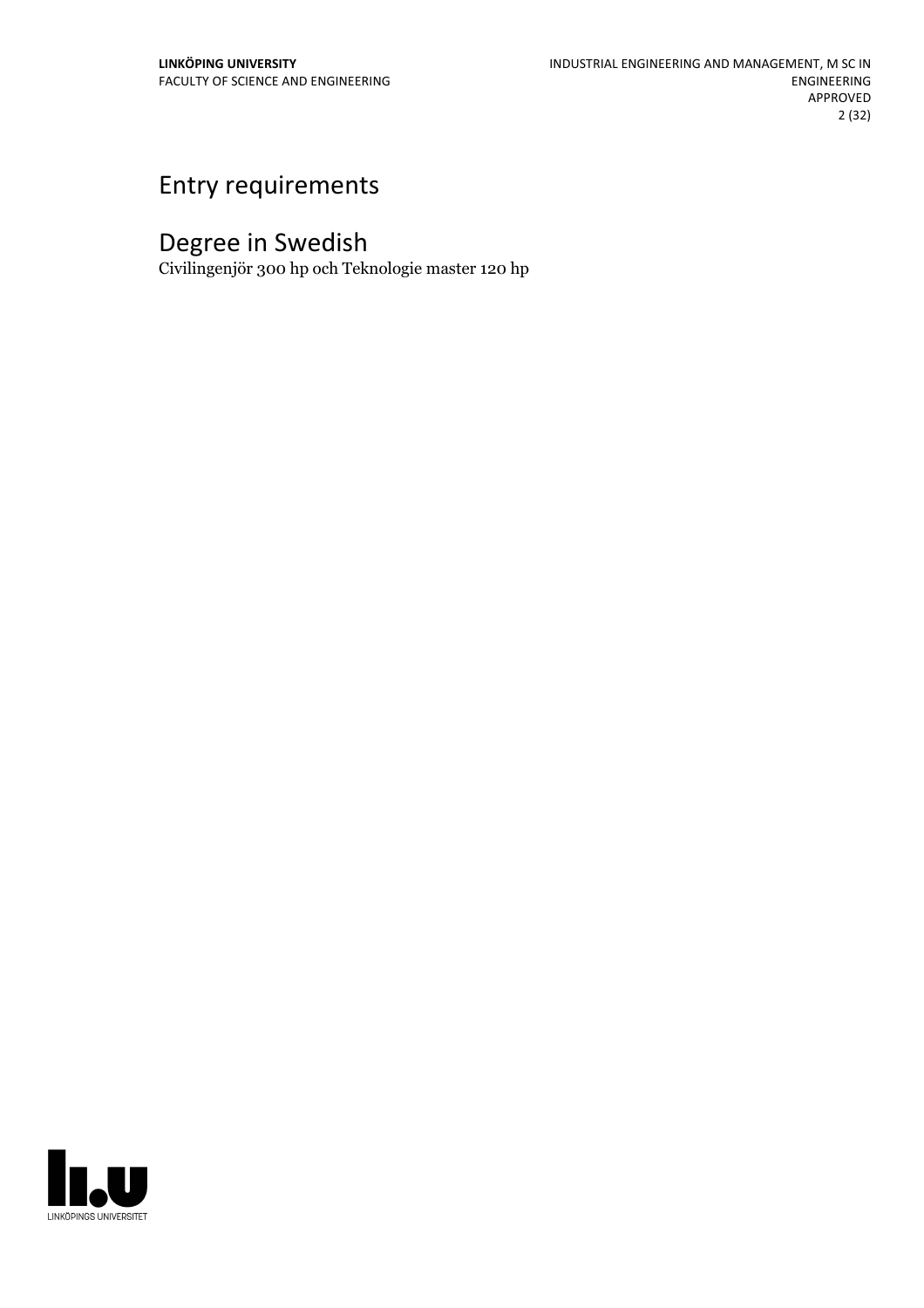# Entry requirements

# Degree in Swedish

Civilingenjör 300 hp och Teknologie master 120 hp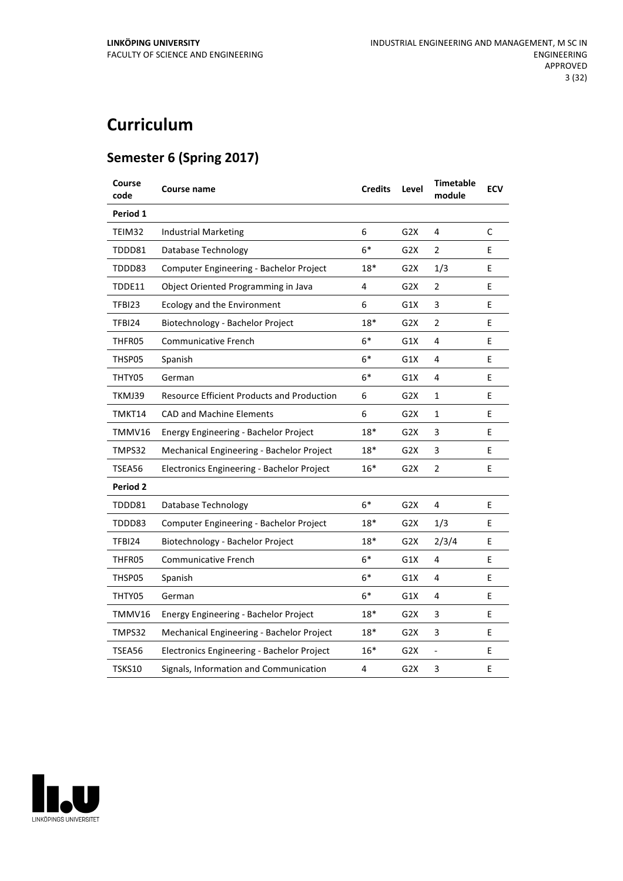# Curriculum

## Semester 6 (Spring 2017)

| Course code | Course name | Credits | Level | Timetable module | ECV |
|---|---|---|---|---|---|
| **Period 1** | | | | | |
| TEIM32 | Industrial Marketing | 6 | G2X | 4 | C |
| TDDD81 | Database Technology | 6* | G2X | 2 | E |
| TDDD83 | Computer Engineering - Bachelor Project | 18* | G2X | 1/3 | E |
| TDDE11 | Object Oriented Programming in Java | 4 | G2X | 2 | E |
| TFBI23 | Ecology and the Environment | 6 | G1X | 3 | E |
| TFBI24 | Biotechnology - Bachelor Project | 18* | G2X | 2 | E |
| THFR05 | Communicative French | 6* | G1X | 4 | E |
| THSP05 | Spanish | 6* | G1X | 4 | E |
| THTY05 | German | 6* | G1X | 4 | E |
| TKMJ39 | Resource Efficient Products and Production | 6 | G2X | 1 | E |
| TMKT14 | CAD and Machine Elements | 6 | G2X | 1 | E |
| TMMV16 | Energy Engineering - Bachelor Project | 18* | G2X | 3 | E |
| TMPS32 | Mechanical Engineering - Bachelor Project | 18* | G2X | 3 | E |
| TSEA56 | Electronics Engineering - Bachelor Project | 16* | G2X | 2 | E |
| **Period 2** | | | | | |
| TDDD81 | Database Technology | 6* | G2X | 4 | E |
| TDDD83 | Computer Engineering - Bachelor Project | 18* | G2X | 1/3 | E |
| TFBI24 | Biotechnology - Bachelor Project | 18* | G2X | 2/3/4 | E |
| THFR05 | Communicative French | 6* | G1X | 4 | E |
| THSP05 | Spanish | 6* | G1X | 4 | E |
| THTY05 | German | 6* | G1X | 4 | E |
| TMMV16 | Energy Engineering - Bachelor Project | 18* | G2X | 3 | E |
| TMPS32 | Mechanical Engineering - Bachelor Project | 18* | G2X | 3 | E |
| TSEA56 | Electronics Engineering - Bachelor Project | 16* | G2X | - | E |
| TSKS10 | Signals, Information and Communication | 4 | G2X | 3 | E |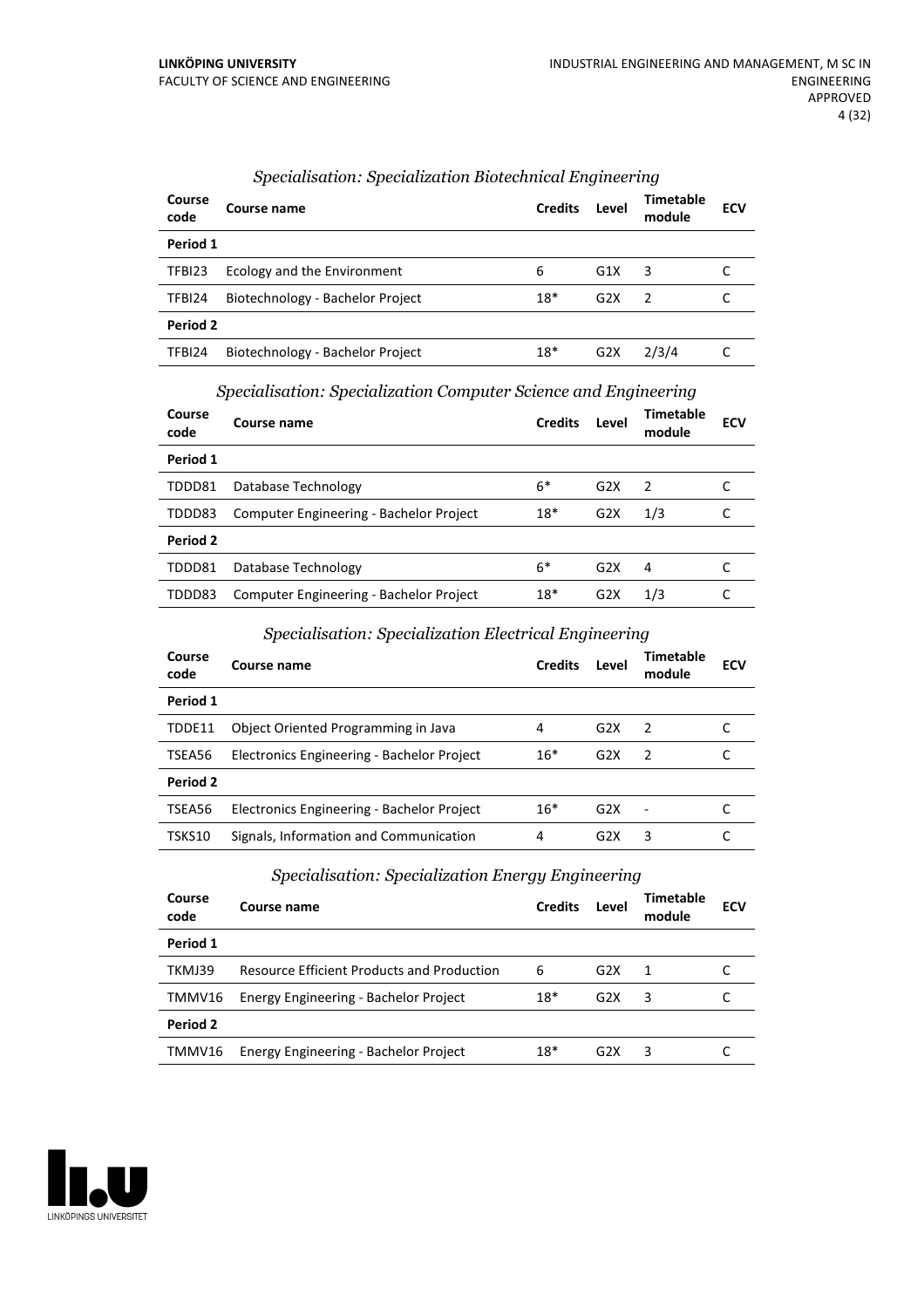### *Specialisation: Specialization Biotechnical Engineering*

| Course code | Course name | Credits | Level | Timetable module | ECV |
|---|---|---|---|---|---|
| **Period 1** | | | | | |
| TFBI23 | Ecology and the Environment | 6 | G1X | 3 | C |
| TFBI24 | Biotechnology - Bachelor Project | 18* | G2X | 2 | C |
| **Period 2** | | | | | |
| TFBI24 | Biotechnology - Bachelor Project | 18* | G2X | 2/3/4 | C |

### *Specialisation: Specialization Computer Science and Engineering*

| Course code | Course name | Credits | Level | Timetable module | ECV |
|---|---|---|---|---|---|
| **Period 1** | | | | | |
| TDDD81 | Database Technology | 6* | G2X | 2 | C |
| TDDD83 | Computer Engineering - Bachelor Project | 18* | G2X | 1/3 | C |
| **Period 2** | | | | | |
| TDDD81 | Database Technology | 6* | G2X | 4 | C |
| TDDD83 | Computer Engineering - Bachelor Project | 18* | G2X | 1/3 | C |

### *Specialisation: Specialization Electrical Engineering*

| Course code | Course name | Credits | Level | Timetable module | ECV |
|---|---|---|---|---|---|
| **Period 1** | | | | | |
| TDDE11 | Object Oriented Programming in Java | 4 | G2X | 2 | C |
| TSEA56 | Electronics Engineering - Bachelor Project | 16* | G2X | 2 | C |
| **Period 2** | | | | | |
| TSEA56 | Electronics Engineering - Bachelor Project | 16* | G2X | - | C |
| TSKS10 | Signals, Information and Communication | 4 | G2X | 3 | C |

### *Specialisation: Specialization Energy Engineering*

| Course code | Course name | Credits | Level | Timetable module | ECV |
|---|---|---|---|---|---|
| **Period 1** | | | | | |
| TKMJ39 | Resource Efficient Products and Production | 6 | G2X | 1 | C |
| TMMV16 | Energy Engineering - Bachelor Project | 18* | G2X | 3 | C |
| **Period 2** | | | | | |
| TMMV16 | Energy Engineering - Bachelor Project | 18* | G2X | 3 | C |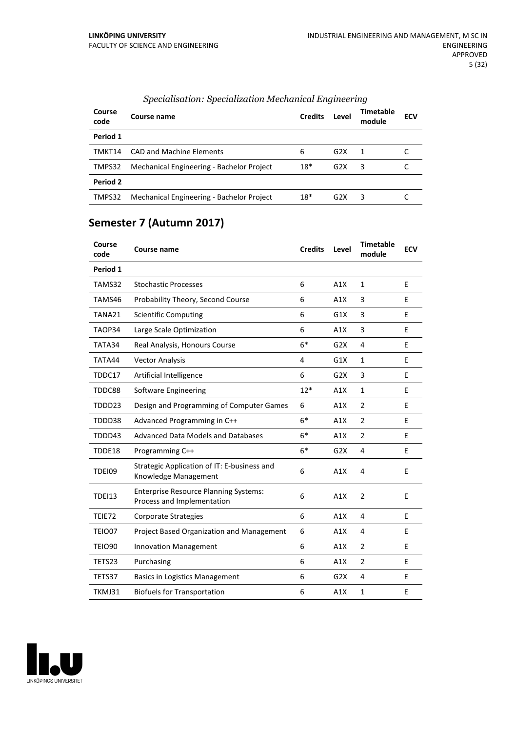*Specialisation: Specialization Mechanical Engineering*

| Course code | Course name | Credits | Level | Timetable module | ECV |
|---|---|---|---|---|---|
| **Period 1** | | | | | |
| TMKT14 | CAD and Machine Elements | 6 | G2X | 1 | C |
| TMPS32 | Mechanical Engineering - Bachelor Project | 18* | G2X | 3 | C |
| **Period 2** | | | | | |
| TMPS32 | Mechanical Engineering - Bachelor Project | 18* | G2X | 3 | C |

## Semester 7 (Autumn 2017)

| Course code | Course name | Credits | Level | Timetable module | ECV |
|---|---|---|---|---|---|
| **Period 1** | | | | | |
| TAMS32 | Stochastic Processes | 6 | A1X | 1 | E |
| TAMS46 | Probability Theory, Second Course | 6 | A1X | 3 | E |
| TANA21 | Scientific Computing | 6 | G1X | 3 | E |
| TAOP34 | Large Scale Optimization | 6 | A1X | 3 | E |
| TATA34 | Real Analysis, Honours Course | 6* | G2X | 4 | E |
| TATA44 | Vector Analysis | 4 | G1X | 1 | E |
| TDDC17 | Artificial Intelligence | 6 | G2X | 3 | E |
| TDDC88 | Software Engineering | 12* | A1X | 1 | E |
| TDDD23 | Design and Programming of Computer Games | 6 | A1X | 2 | E |
| TDDD38 | Advanced Programming in C++ | 6* | A1X | 2 | E |
| TDDD43 | Advanced Data Models and Databases | 6* | A1X | 2 | E |
| TDDE18 | Programming C++ | 6* | G2X | 4 | E |
| TDEI09 | Strategic Application of IT: E-business and Knowledge Management | 6 | A1X | 4 | E |
| TDEI13 | Enterprise Resource Planning Systems: Process and Implementation | 6 | A1X | 2 | E |
| TEIE72 | Corporate Strategies | 6 | A1X | 4 | E |
| TEIO07 | Project Based Organization and Management | 6 | A1X | 4 | E |
| TEIO90 | Innovation Management | 6 | A1X | 2 | E |
| TETS23 | Purchasing | 6 | A1X | 2 | E |
| TETS37 | Basics in Logistics Management | 6 | G2X | 4 | E |
| TKMJ31 | Biofuels for Transportation | 6 | A1X | 1 | E |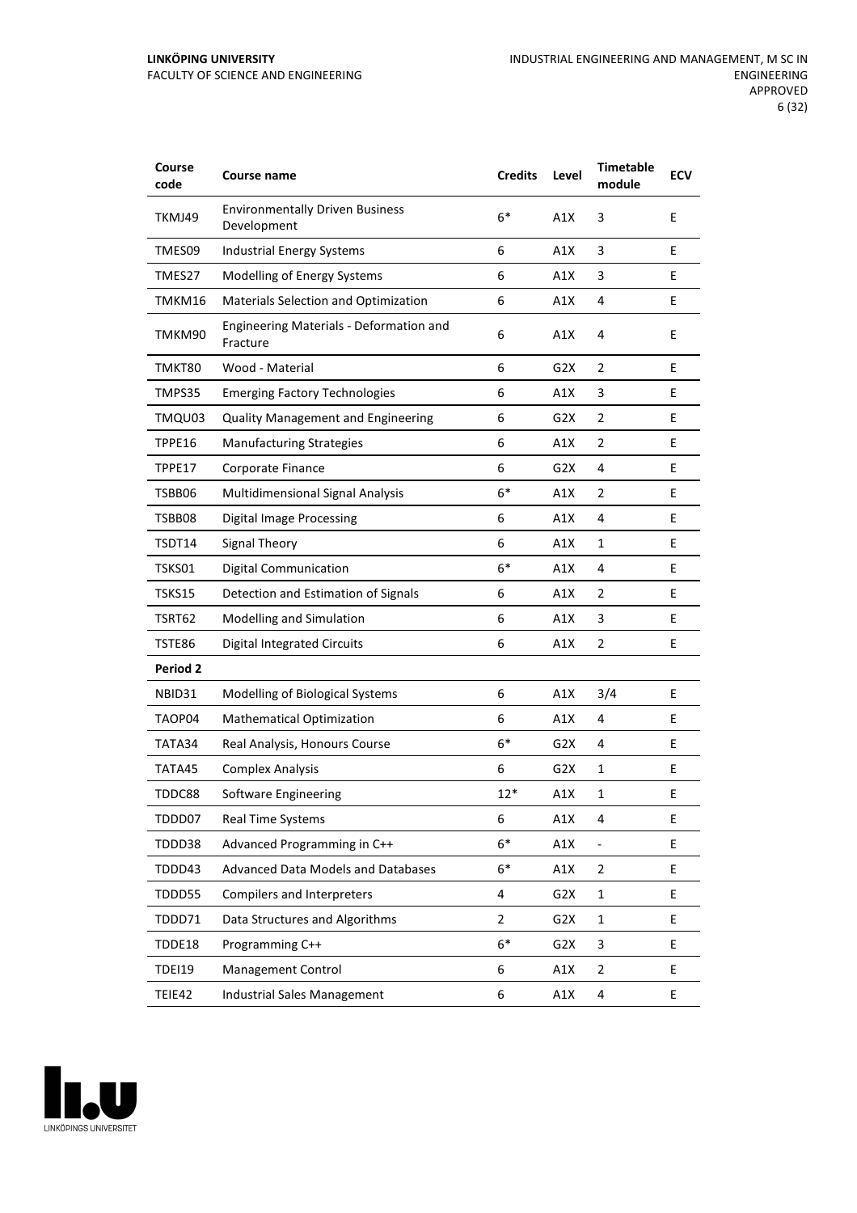| Course code | Course name | Credits | Level | Timetable module | ECV |
| --- | --- | --- | --- | --- | --- |
| TKMJ49 | Environmentally Driven Business Development | 6* | A1X | 3 | E |
| TMES09 | Industrial Energy Systems | 6 | A1X | 3 | E |
| TMES27 | Modelling of Energy Systems | 6 | A1X | 3 | E |
| TMKM16 | Materials Selection and Optimization | 6 | A1X | 4 | E |
| TMKM90 | Engineering Materials - Deformation and Fracture | 6 | A1X | 4 | E |
| TMKT80 | Wood - Material | 6 | G2X | 2 | E |
| TMPS35 | Emerging Factory Technologies | 6 | A1X | 3 | E |
| TMQU03 | Quality Management and Engineering | 6 | G2X | 2 | E |
| TPPE16 | Manufacturing Strategies | 6 | A1X | 2 | E |
| TPPE17 | Corporate Finance | 6 | G2X | 4 | E |
| TSBB06 | Multidimensional Signal Analysis | 6* | A1X | 2 | E |
| TSBB08 | Digital Image Processing | 6 | A1X | 4 | E |
| TSDT14 | Signal Theory | 6 | A1X | 1 | E |
| TSKS01 | Digital Communication | 6* | A1X | 4 | E |
| TSKS15 | Detection and Estimation of Signals | 6 | A1X | 2 | E |
| TSRT62 | Modelling and Simulation | 6 | A1X | 3 | E |
| TSTE86 | Digital Integrated Circuits | 6 | A1X | 2 | E |
| **Period 2** | | | | | |
| NBID31 | Modelling of Biological Systems | 6 | A1X | 3/4 | E |
| TAOP04 | Mathematical Optimization | 6 | A1X | 4 | E |
| TATA34 | Real Analysis, Honours Course | 6* | G2X | 4 | E |
| TATA45 | Complex Analysis | 6 | G2X | 1 | E |
| TDDC88 | Software Engineering | 12* | A1X | 1 | E |
| TDDD07 | Real Time Systems | 6 | A1X | 4 | E |
| TDDD38 | Advanced Programming in C++ | 6* | A1X | - | E |
| TDDD43 | Advanced Data Models and Databases | 6* | A1X | 2 | E |
| TDDD55 | Compilers and Interpreters | 4 | G2X | 1 | E |
| TDDD71 | Data Structures and Algorithms | 2 | G2X | 1 | E |
| TDDE18 | Programming C++ | 6* | G2X | 3 | E |
| TDEI19 | Management Control | 6 | A1X | 2 | E |
| TEIE42 | Industrial Sales Management | 6 | A1X | 4 | E |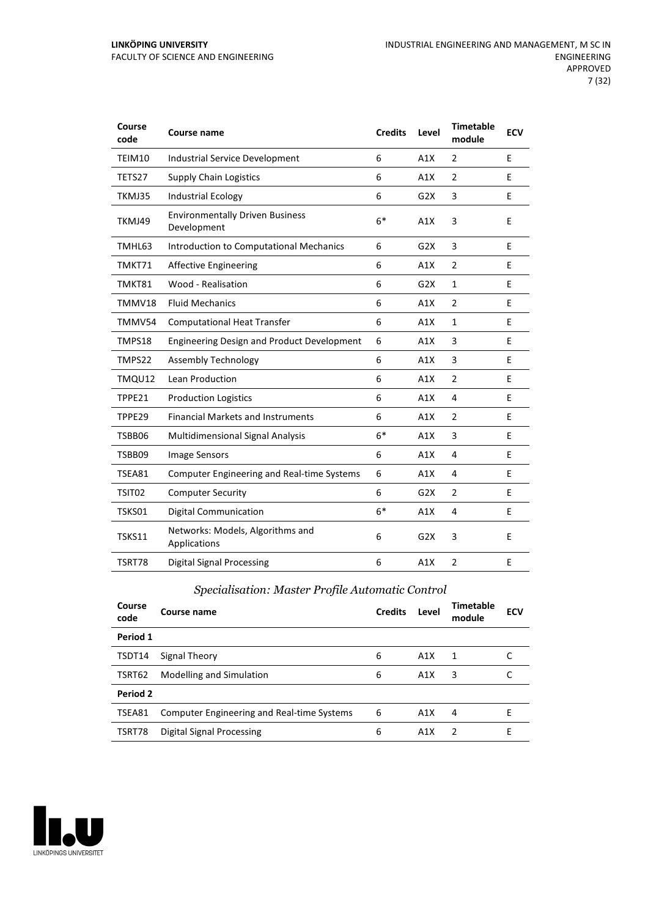| Course code | Course name | Credits | Level | Timetable module | ECV |
|---|---|---|---|---|---|
| TEIM10 | Industrial Service Development | 6 | A1X | 2 | E |
| TETS27 | Supply Chain Logistics | 6 | A1X | 2 | E |
| TKMJ35 | Industrial Ecology | 6 | G2X | 3 | E |
| TKMJ49 | Environmentally Driven Business Development | 6* | A1X | 3 | E |
| TMHL63 | Introduction to Computational Mechanics | 6 | G2X | 3 | E |
| TMKT71 | Affective Engineering | 6 | A1X | 2 | E |
| TMKT81 | Wood - Realisation | 6 | G2X | 1 | E |
| TMMV18 | Fluid Mechanics | 6 | A1X | 2 | E |
| TMMV54 | Computational Heat Transfer | 6 | A1X | 1 | E |
| TMPS18 | Engineering Design and Product Development | 6 | A1X | 3 | E |
| TMPS22 | Assembly Technology | 6 | A1X | 3 | E |
| TMQU12 | Lean Production | 6 | A1X | 2 | E |
| TPPE21 | Production Logistics | 6 | A1X | 4 | E |
| TPPE29 | Financial Markets and Instruments | 6 | A1X | 2 | E |
| TSBB06 | Multidimensional Signal Analysis | 6* | A1X | 3 | E |
| TSBB09 | Image Sensors | 6 | A1X | 4 | E |
| TSEA81 | Computer Engineering and Real-time Systems | 6 | A1X | 4 | E |
| TSIT02 | Computer Security | 6 | G2X | 2 | E |
| TSKS01 | Digital Communication | 6* | A1X | 4 | E |
| TSKS11 | Networks: Models, Algorithms and Applications | 6 | G2X | 3 | E |
| TSRT78 | Digital Signal Processing | 6 | A1X | 2 | E |

### *Specialisation: Master Profile Automatic Control*

| Course code | Course name | Credits | Level | Timetable module | ECV |
|---|---|---|---|---|---|
| **Period 1** | | | | | |
| TSDT14 | Signal Theory | 6 | A1X | 1 | C |
| TSRT62 | Modelling and Simulation | 6 | A1X | 3 | C |
| **Period 2** | | | | | |
| TSEA81 | Computer Engineering and Real-time Systems | 6 | A1X | 4 | E |
| TSRT78 | Digital Signal Processing | 6 | A1X | 2 | E |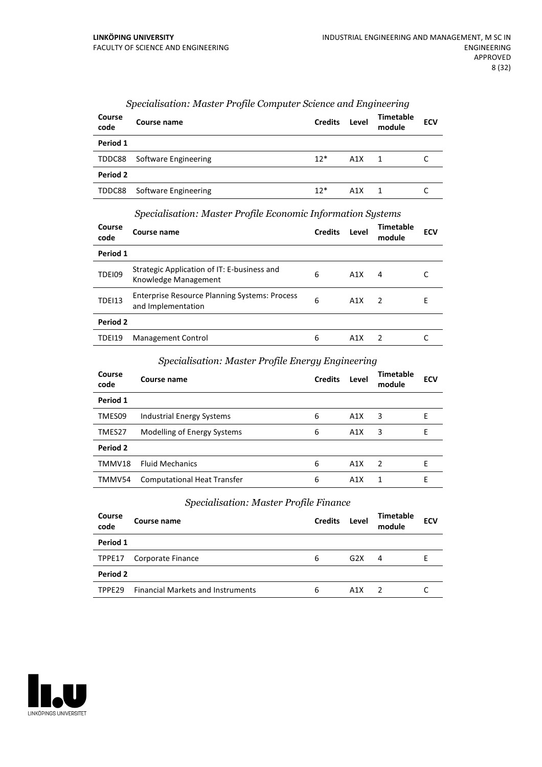### *Specialisation: Master Profile Computer Science and Engineering*

| Course code | Course name | Credits | Level | Timetable module | ECV |
|---|---|---|---|---|---|
| **Period 1** | | | | | |
| TDDC88 | Software Engineering | 12* | A1X | 1 | C |
| **Period 2** | | | | | |
| TDDC88 | Software Engineering | 12* | A1X | 1 | C |

### *Specialisation: Master Profile Economic Information Systems*

| Course code | Course name | Credits | Level | Timetable module | ECV |
|---|---|---|---|---|---|
| **Period 1** | | | | | |
| TDEI09 | Strategic Application of IT: E-business and Knowledge Management | 6 | A1X | 4 | C |
| TDEI13 | Enterprise Resource Planning Systems: Process and Implementation | 6 | A1X | 2 | E |
| **Period 2** | | | | | |
| TDEI19 | Management Control | 6 | A1X | 2 | C |

### *Specialisation: Master Profile Energy Engineering*

| Course code | Course name | Credits | Level | Timetable module | ECV |
|---|---|---|---|---|---|
| **Period 1** | | | | | |
| TMES09 | Industrial Energy Systems | 6 | A1X | 3 | E |
| TMES27 | Modelling of Energy Systems | 6 | A1X | 3 | E |
| **Period 2** | | | | | |
| TMMV18 | Fluid Mechanics | 6 | A1X | 2 | E |
| TMMV54 | Computational Heat Transfer | 6 | A1X | 1 | E |

### *Specialisation: Master Profile Finance*

| Course code | Course name | Credits | Level | Timetable module | ECV |
|---|---|---|---|---|---|
| **Period 1** | | | | | |
| TPPE17 | Corporate Finance | 6 | G2X | 4 | E |
| **Period 2** | | | | | |
| TPPE29 | Financial Markets and Instruments | 6 | A1X | 2 | C |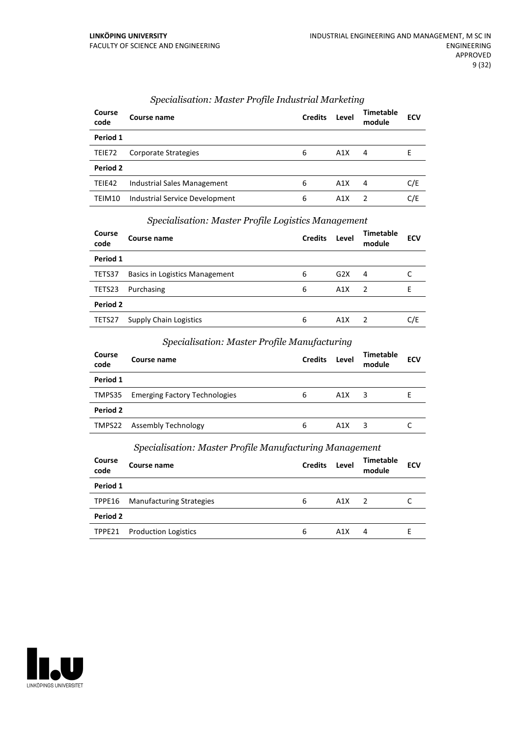### *Specialisation: Master Profile Industrial Marketing*

| Course code | Course name | Credits | Level | Timetable module | ECV |
|---|---|---|---|---|---|
| **Period 1** | | | | | |
| TEIE72 | Corporate Strategies | 6 | A1X | 4 | E |
| **Period 2** | | | | | |
| TEIE42 | Industrial Sales Management | 6 | A1X | 4 | C/E |
| TEIM10 | Industrial Service Development | 6 | A1X | 2 | C/E |

### *Specialisation: Master Profile Logistics Management*

| Course code | Course name | Credits | Level | Timetable module | ECV |
|---|---|---|---|---|---|
| **Period 1** | | | | | |
| TETS37 | Basics in Logistics Management | 6 | G2X | 4 | C |
| TETS23 | Purchasing | 6 | A1X | 2 | E |
| **Period 2** | | | | | |
| TETS27 | Supply Chain Logistics | 6 | A1X | 2 | C/E |

### *Specialisation: Master Profile Manufacturing*

| Course code | Course name | Credits | Level | Timetable module | ECV |
|---|---|---|---|---|---|
| **Period 1** | | | | | |
| TMPS35 | Emerging Factory Technologies | 6 | A1X | 3 | E |
| **Period 2** | | | | | |
| TMPS22 | Assembly Technology | 6 | A1X | 3 | C |

### *Specialisation: Master Profile Manufacturing Management*

| Course code | Course name | Credits | Level | Timetable module | ECV |
|---|---|---|---|---|---|
| **Period 1** | | | | | |
| TPPE16 | Manufacturing Strategies | 6 | A1X | 2 | C |
| **Period 2** | | | | | |
| TPPE21 | Production Logistics | 6 | A1X | 4 | E |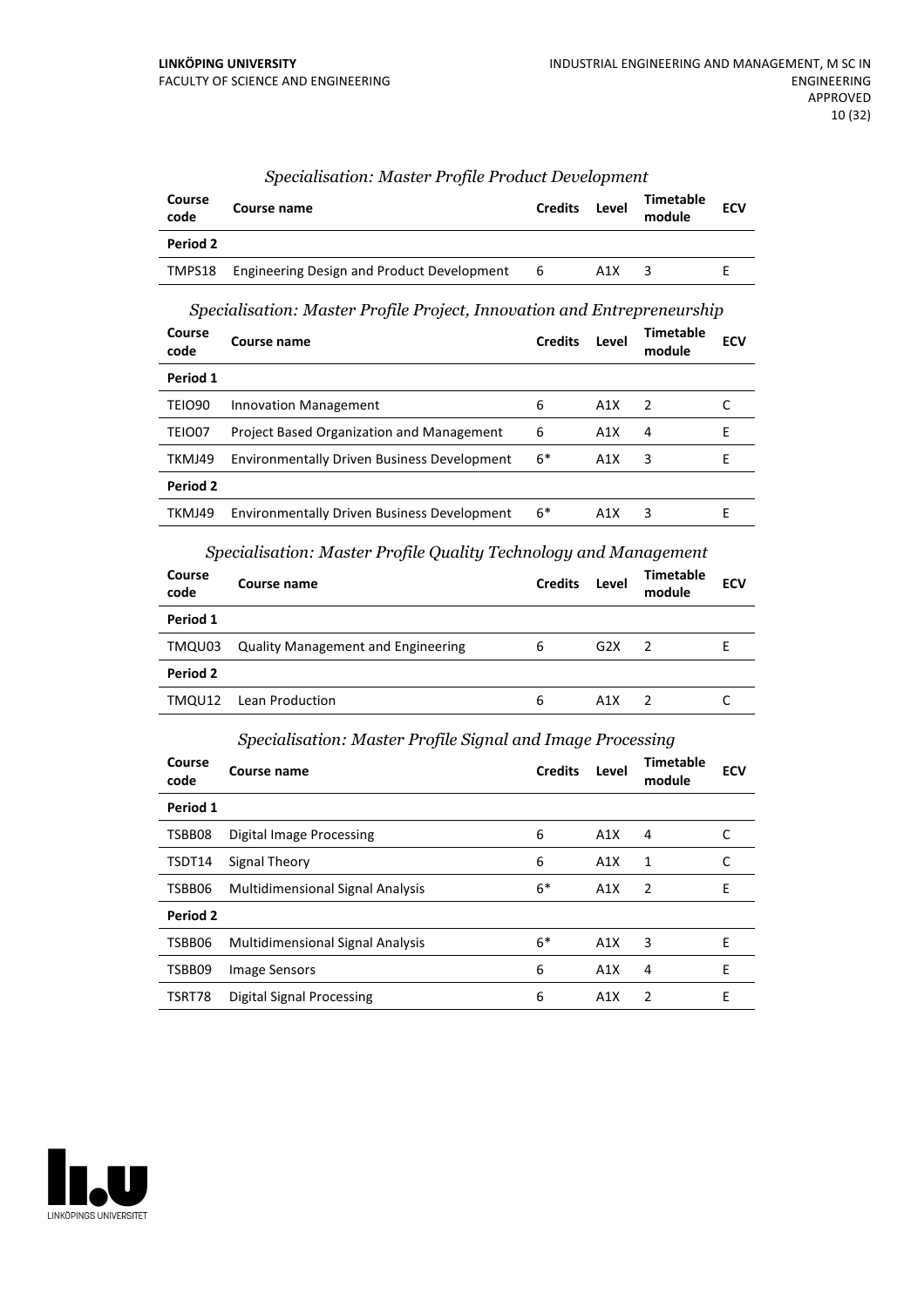*Specialisation: Master Profile Product Development*

| Course code | Course name | Credits | Level | Timetable module | ECV |
|---|---|---|---|---|---|
| **Period 2** | | | | | |
| TMPS18 | Engineering Design and Product Development | 6 | A1X | 3 | E |

*Specialisation: Master Profile Project, Innovation and Entrepreneurship*

| Course code | Course name | Credits | Level | Timetable module | ECV |
|---|---|---|---|---|---|
| **Period 1** | | | | | |
| TEIO90 | Innovation Management | 6 | A1X | 2 | C |
| TEIO07 | Project Based Organization and Management | 6 | A1X | 4 | E |
| TKMJ49 | Environmentally Driven Business Development | 6* | A1X | 3 | E |
| **Period 2** | | | | | |
| TKMJ49 | Environmentally Driven Business Development | 6* | A1X | 3 | E |

*Specialisation: Master Profile Quality Technology and Management*

| Course code | Course name | Credits | Level | Timetable module | ECV |
|---|---|---|---|---|---|
| **Period 1** | | | | | |
| TMQU03 | Quality Management and Engineering | 6 | G2X | 2 | E |
| **Period 2** | | | | | |
| TMQU12 | Lean Production | 6 | A1X | 2 | C |

*Specialisation: Master Profile Signal and Image Processing*

| Course code | Course name | Credits | Level | Timetable module | ECV |
|---|---|---|---|---|---|
| **Period 1** | | | | | |
| TSBB08 | Digital Image Processing | 6 | A1X | 4 | C |
| TSDT14 | Signal Theory | 6 | A1X | 1 | C |
| TSBB06 | Multidimensional Signal Analysis | 6* | A1X | 2 | E |
| **Period 2** | | | | | |
| TSBB06 | Multidimensional Signal Analysis | 6* | A1X | 3 | E |
| TSBB09 | Image Sensors | 6 | A1X | 4 | E |
| TSRT78 | Digital Signal Processing | 6 | A1X | 2 | E |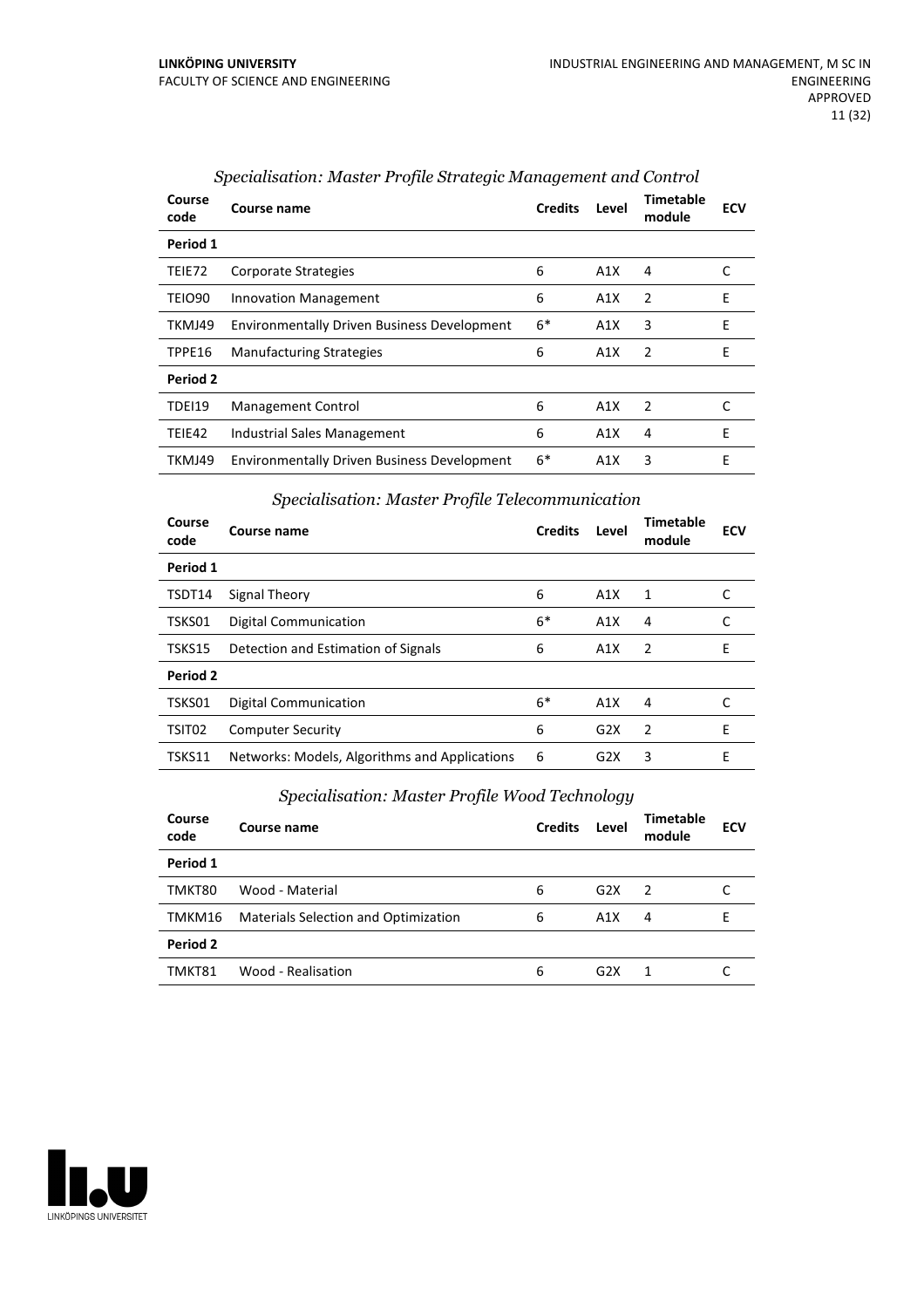*Specialisation: Master Profile Strategic Management and Control*

| Course code | Course name | Credits | Level | Timetable module | ECV |
|---|---|---|---|---|---|
| **Period 1** | | | | | |
| TEIE72 | Corporate Strategies | 6 | A1X | 4 | C |
| TEIO90 | Innovation Management | 6 | A1X | 2 | E |
| TKMJ49 | Environmentally Driven Business Development | 6* | A1X | 3 | E |
| TPPE16 | Manufacturing Strategies | 6 | A1X | 2 | E |
| **Period 2** | | | | | |
| TDEI19 | Management Control | 6 | A1X | 2 | C |
| TEIE42 | Industrial Sales Management | 6 | A1X | 4 | E |
| TKMJ49 | Environmentally Driven Business Development | 6* | A1X | 3 | E |

*Specialisation: Master Profile Telecommunication*

| Course code | Course name | Credits | Level | Timetable module | ECV |
|---|---|---|---|---|---|
| **Period 1** | | | | | |
| TSDT14 | Signal Theory | 6 | A1X | 1 | C |
| TSKS01 | Digital Communication | 6* | A1X | 4 | C |
| TSKS15 | Detection and Estimation of Signals | 6 | A1X | 2 | E |
| **Period 2** | | | | | |
| TSKS01 | Digital Communication | 6* | A1X | 4 | C |
| TSIT02 | Computer Security | 6 | G2X | 2 | E |
| TSKS11 | Networks: Models, Algorithms and Applications | 6 | G2X | 3 | E |

*Specialisation: Master Profile Wood Technology*

| Course code | Course name | Credits | Level | Timetable module | ECV |
|---|---|---|---|---|---|
| **Period 1** | | | | | |
| TMKT80 | Wood - Material | 6 | G2X | 2 | C |
| TMKM16 | Materials Selection and Optimization | 6 | A1X | 4 | E |
| **Period 2** | | | | | |
| TMKT81 | Wood - Realisation | 6 | G2X | 1 | C |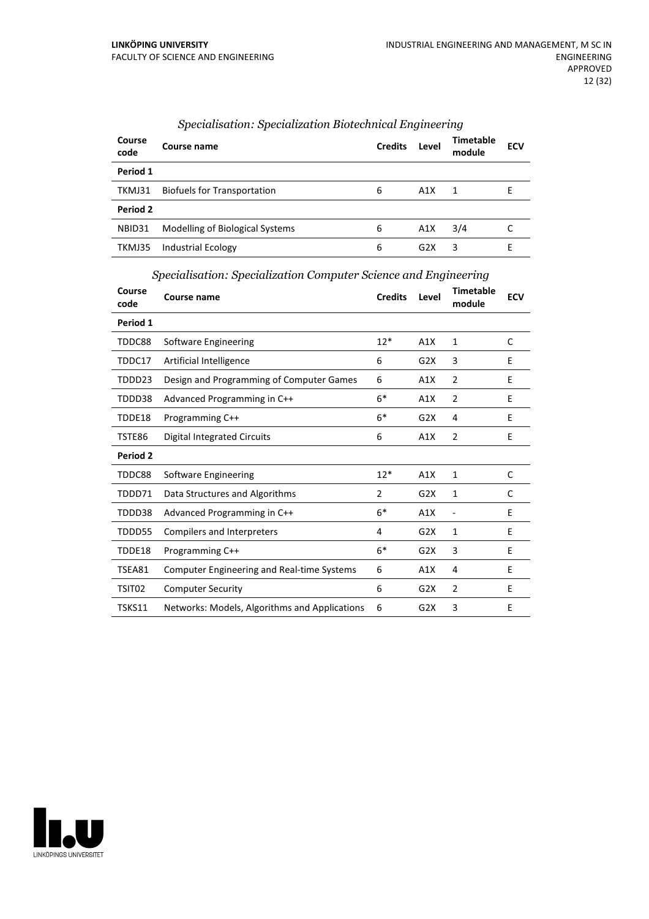### *Specialisation: Specialization Biotechnical Engineering*

| Course code | Course name | Credits | Level | Timetable module | ECV |
|---|---|---|---|---|---|
| **Period 1** | | | | | |
| TKMJ31 | Biofuels for Transportation | 6 | A1X | 1 | E |
| **Period 2** | | | | | |
| NBID31 | Modelling of Biological Systems | 6 | A1X | 3/4 | C |
| TKMJ35 | Industrial Ecology | 6 | G2X | 3 | E |

### *Specialisation: Specialization Computer Science and Engineering*

| Course code | Course name | Credits | Level | Timetable module | ECV |
|---|---|---|---|---|---|
| **Period 1** | | | | | |
| TDDC88 | Software Engineering | 12* | A1X | 1 | C |
| TDDC17 | Artificial Intelligence | 6 | G2X | 3 | E |
| TDDD23 | Design and Programming of Computer Games | 6 | A1X | 2 | E |
| TDDD38 | Advanced Programming in C++ | 6* | A1X | 2 | E |
| TDDE18 | Programming C++ | 6* | G2X | 4 | E |
| TSTE86 | Digital Integrated Circuits | 6 | A1X | 2 | E |
| **Period 2** | | | | | |
| TDDC88 | Software Engineering | 12* | A1X | 1 | C |
| TDDD71 | Data Structures and Algorithms | 2 | G2X | 1 | C |
| TDDD38 | Advanced Programming in C++ | 6* | A1X | - | E |
| TDDD55 | Compilers and Interpreters | 4 | G2X | 1 | E |
| TDDE18 | Programming C++ | 6* | G2X | 3 | E |
| TSEA81 | Computer Engineering and Real-time Systems | 6 | A1X | 4 | E |
| TSIT02 | Computer Security | 6 | G2X | 2 | E |
| TSKS11 | Networks: Models, Algorithms and Applications | 6 | G2X | 3 | E |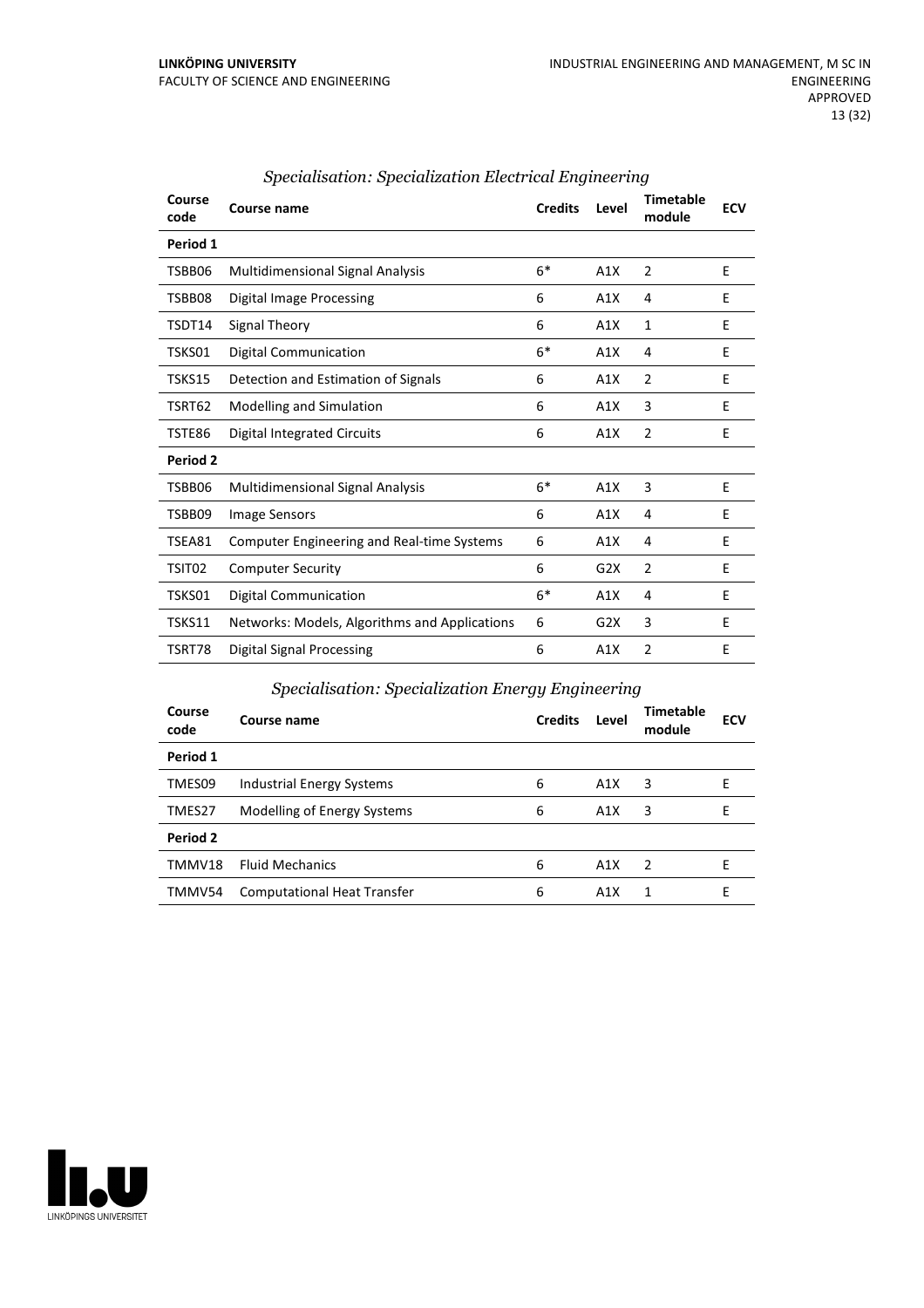### *Specialisation: Specialization Electrical Engineering*

| Course code | Course name | Credits | Level | Timetable module | ECV |
|---|---|---|---|---|---|
| **Period 1** | | | | | |
| TSBB06 | Multidimensional Signal Analysis | 6* | A1X | 2 | E |
| TSBB08 | Digital Image Processing | 6 | A1X | 4 | E |
| TSDT14 | Signal Theory | 6 | A1X | 1 | E |
| TSKS01 | Digital Communication | 6* | A1X | 4 | E |
| TSKS15 | Detection and Estimation of Signals | 6 | A1X | 2 | E |
| TSRT62 | Modelling and Simulation | 6 | A1X | 3 | E |
| TSTE86 | Digital Integrated Circuits | 6 | A1X | 2 | E |
| **Period 2** | | | | | |
| TSBB06 | Multidimensional Signal Analysis | 6* | A1X | 3 | E |
| TSBB09 | Image Sensors | 6 | A1X | 4 | E |
| TSEA81 | Computer Engineering and Real-time Systems | 6 | A1X | 4 | E |
| TSIT02 | Computer Security | 6 | G2X | 2 | E |
| TSKS01 | Digital Communication | 6* | A1X | 4 | E |
| TSKS11 | Networks: Models, Algorithms and Applications | 6 | G2X | 3 | E |
| TSRT78 | Digital Signal Processing | 6 | A1X | 2 | E |

### *Specialisation: Specialization Energy Engineering*

| Course code | Course name | Credits | Level | Timetable module | ECV |
|---|---|---|---|---|---|
| **Period 1** | | | | | |
| TMES09 | Industrial Energy Systems | 6 | A1X | 3 | E |
| TMES27 | Modelling of Energy Systems | 6 | A1X | 3 | E |
| **Period 2** | | | | | |
| TMMV18 | Fluid Mechanics | 6 | A1X | 2 | E |
| TMMV54 | Computational Heat Transfer | 6 | A1X | 1 | E |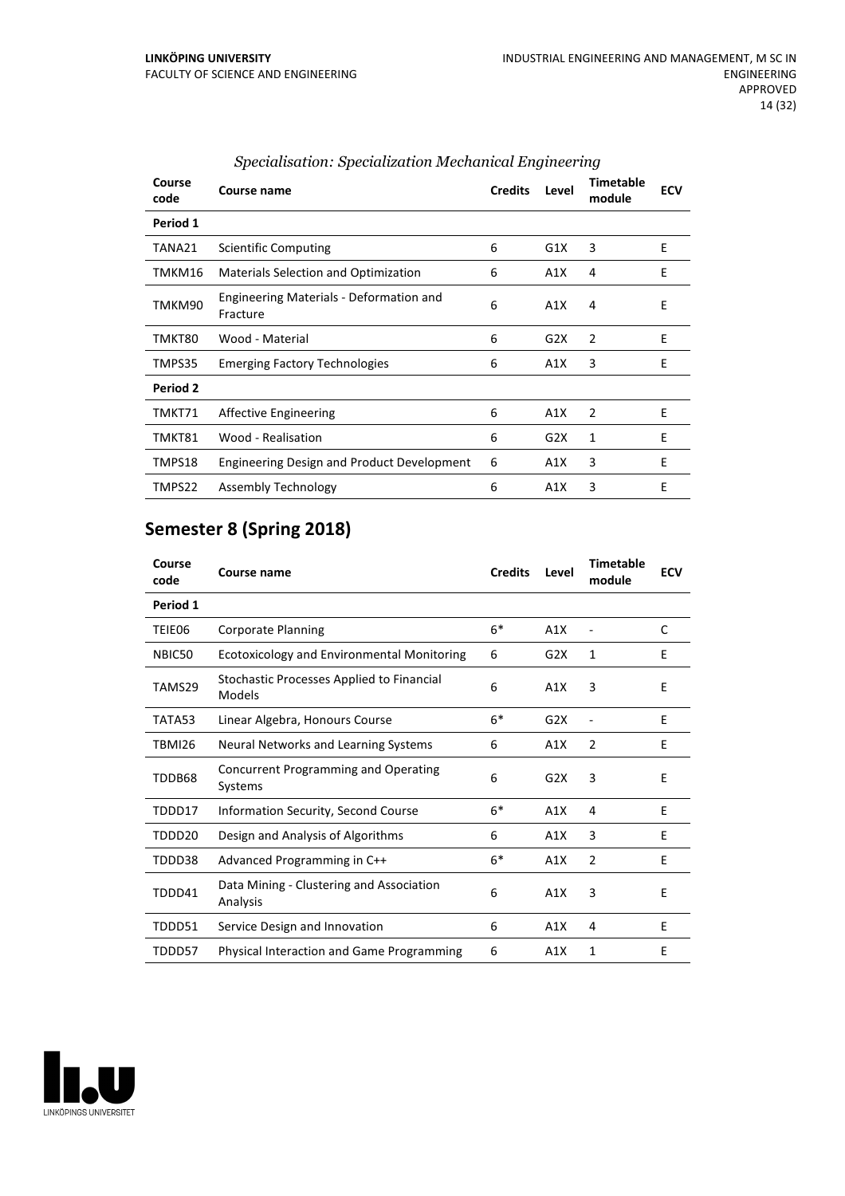*Specialisation: Specialization Mechanical Engineering*

| Course code | Course name | Credits | Level | Timetable module | ECV |
|---|---|---|---|---|---|
| **Period 1** | | | | | |
| TANA21 | Scientific Computing | 6 | G1X | 3 | E |
| TMKM16 | Materials Selection and Optimization | 6 | A1X | 4 | E |
| TMKM90 | Engineering Materials - Deformation and Fracture | 6 | A1X | 4 | E |
| TMKT80 | Wood - Material | 6 | G2X | 2 | E |
| TMPS35 | Emerging Factory Technologies | 6 | A1X | 3 | E |
| **Period 2** | | | | | |
| TMKT71 | Affective Engineering | 6 | A1X | 2 | E |
| TMKT81 | Wood - Realisation | 6 | G2X | 1 | E |
| TMPS18 | Engineering Design and Product Development | 6 | A1X | 3 | E |
| TMPS22 | Assembly Technology | 6 | A1X | 3 | E |

## Semester 8 (Spring 2018)

| Course code | Course name | Credits | Level | Timetable module | ECV |
|---|---|---|---|---|---|
| **Period 1** | | | | | |
| TEIE06 | Corporate Planning | 6* | A1X | - | C |
| NBIC50 | Ecotoxicology and Environmental Monitoring | 6 | G2X | 1 | E |
| TAMS29 | Stochastic Processes Applied to Financial Models | 6 | A1X | 3 | E |
| TATA53 | Linear Algebra, Honours Course | 6* | G2X | - | E |
| TBMI26 | Neural Networks and Learning Systems | 6 | A1X | 2 | E |
| TDDB68 | Concurrent Programming and Operating Systems | 6 | G2X | 3 | E |
| TDDD17 | Information Security, Second Course | 6* | A1X | 4 | E |
| TDDD20 | Design and Analysis of Algorithms | 6 | A1X | 3 | E |
| TDDD38 | Advanced Programming in C++ | 6* | A1X | 2 | E |
| TDDD41 | Data Mining - Clustering and Association Analysis | 6 | A1X | 3 | E |
| TDDD51 | Service Design and Innovation | 6 | A1X | 4 | E |
| TDDD57 | Physical Interaction and Game Programming | 6 | A1X | 1 | E |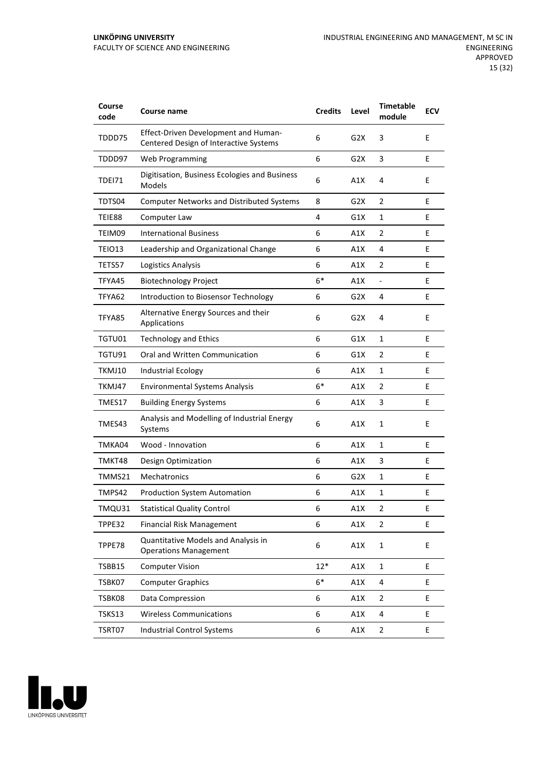| Course code | Course name | Credits | Level | Timetable module | ECV |
|---|---|---|---|---|---|
| TDDD75 | Effect-Driven Development and Human-Centered Design of Interactive Systems | 6 | G2X | 3 | E |
| TDDD97 | Web Programming | 6 | G2X | 3 | E |
| TDEI71 | Digitisation, Business Ecologies and Business Models | 6 | A1X | 4 | E |
| TDTS04 | Computer Networks and Distributed Systems | 8 | G2X | 2 | E |
| TEIE88 | Computer Law | 4 | G1X | 1 | E |
| TEIM09 | International Business | 6 | A1X | 2 | E |
| TEIO13 | Leadership and Organizational Change | 6 | A1X | 4 | E |
| TETS57 | Logistics Analysis | 6 | A1X | 2 | E |
| TFYA45 | Biotechnology Project | 6* | A1X | - | E |
| TFYA62 | Introduction to Biosensor Technology | 6 | G2X | 4 | E |
| TFYA85 | Alternative Energy Sources and their Applications | 6 | G2X | 4 | E |
| TGTU01 | Technology and Ethics | 6 | G1X | 1 | E |
| TGTU91 | Oral and Written Communication | 6 | G1X | 2 | E |
| TKMJ10 | Industrial Ecology | 6 | A1X | 1 | E |
| TKMJ47 | Environmental Systems Analysis | 6* | A1X | 2 | E |
| TMES17 | Building Energy Systems | 6 | A1X | 3 | E |
| TMES43 | Analysis and Modelling of Industrial Energy Systems | 6 | A1X | 1 | E |
| TMKA04 | Wood - Innovation | 6 | A1X | 1 | E |
| TMKT48 | Design Optimization | 6 | A1X | 3 | E |
| TMMS21 | Mechatronics | 6 | G2X | 1 | E |
| TMPS42 | Production System Automation | 6 | A1X | 1 | E |
| TMQU31 | Statistical Quality Control | 6 | A1X | 2 | E |
| TPPE32 | Financial Risk Management | 6 | A1X | 2 | E |
| TPPE78 | Quantitative Models and Analysis in Operations Management | 6 | A1X | 1 | E |
| TSBB15 | Computer Vision | 12* | A1X | 1 | E |
| TSBK07 | Computer Graphics | 6* | A1X | 4 | E |
| TSBK08 | Data Compression | 6 | A1X | 2 | E |
| TSKS13 | Wireless Communications | 6 | A1X | 4 | E |
| TSRT07 | Industrial Control Systems | 6 | A1X | 2 | E |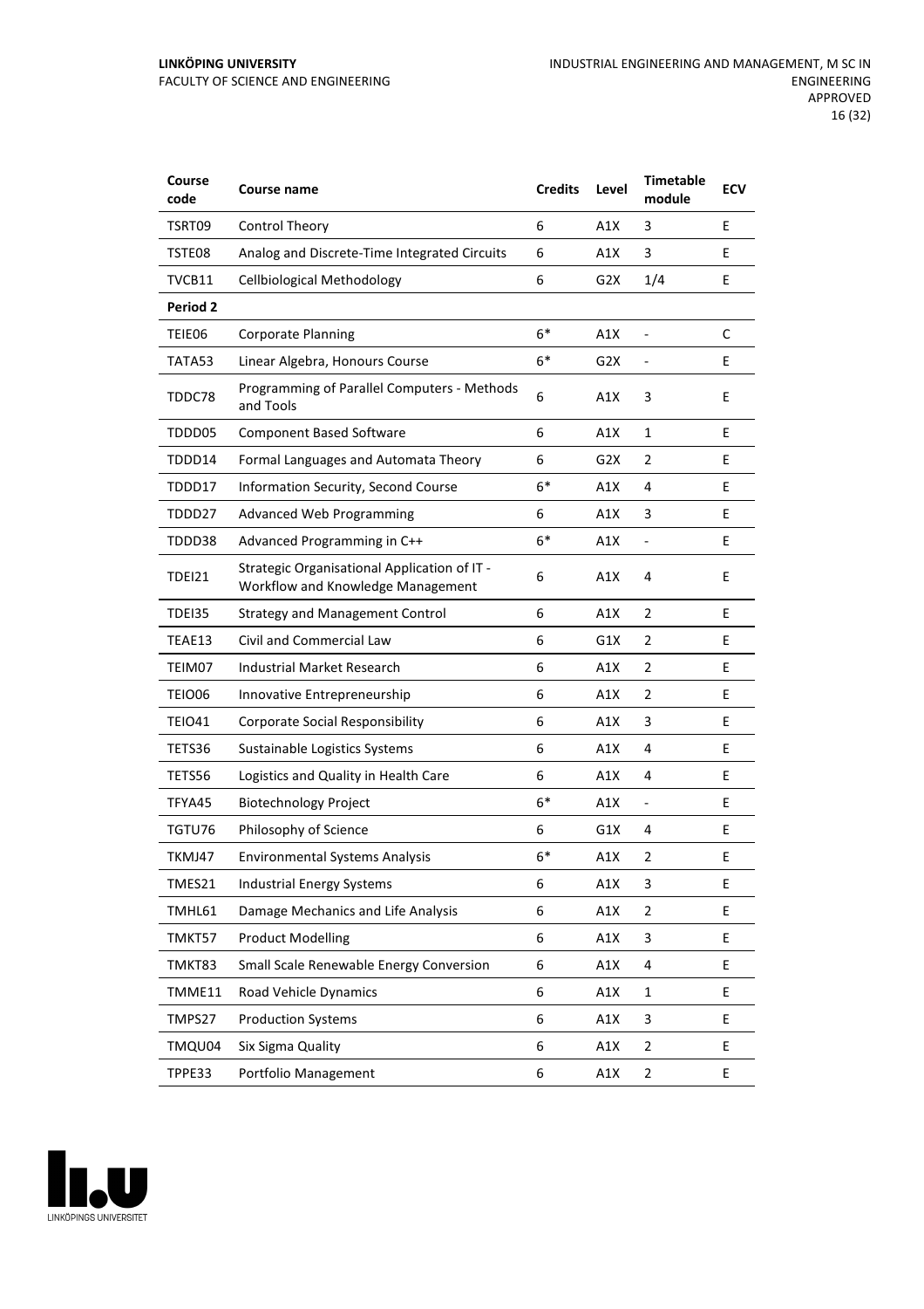| Course code | Course name | Credits | Level | Timetable module | ECV |
|---|---|---|---|---|---|
| TSRT09 | Control Theory | 6 | A1X | 3 | E |
| TSTE08 | Analog and Discrete-Time Integrated Circuits | 6 | A1X | 3 | E |
| TVCB11 | Cellbiological Methodology | 6 | G2X | 1/4 | E |
| **Period 2** | | | | | |
| TEIE06 | Corporate Planning | 6* | A1X | - | C |
| TATA53 | Linear Algebra, Honours Course | 6* | G2X | - | E |
| TDDC78 | Programming of Parallel Computers - Methods and Tools | 6 | A1X | 3 | E |
| TDDD05 | Component Based Software | 6 | A1X | 1 | E |
| TDDD14 | Formal Languages and Automata Theory | 6 | G2X | 2 | E |
| TDDD17 | Information Security, Second Course | 6* | A1X | 4 | E |
| TDDD27 | Advanced Web Programming | 6 | A1X | 3 | E |
| TDDD38 | Advanced Programming in C++ | 6* | A1X | - | E |
| TDEI21 | Strategic Organisational Application of IT - Workflow and Knowledge Management | 6 | A1X | 4 | E |
| TDEI35 | Strategy and Management Control | 6 | A1X | 2 | E |
| TEAE13 | Civil and Commercial Law | 6 | G1X | 2 | E |
| TEIM07 | Industrial Market Research | 6 | A1X | 2 | E |
| TEIO06 | Innovative Entrepreneurship | 6 | A1X | 2 | E |
| TEIO41 | Corporate Social Responsibility | 6 | A1X | 3 | E |
| TETS36 | Sustainable Logistics Systems | 6 | A1X | 4 | E |
| TETS56 | Logistics and Quality in Health Care | 6 | A1X | 4 | E |
| TFYA45 | Biotechnology Project | 6* | A1X | - | E |
| TGTU76 | Philosophy of Science | 6 | G1X | 4 | E |
| TKMJ47 | Environmental Systems Analysis | 6* | A1X | 2 | E |
| TMES21 | Industrial Energy Systems | 6 | A1X | 3 | E |
| TMHL61 | Damage Mechanics and Life Analysis | 6 | A1X | 2 | E |
| TMKT57 | Product Modelling | 6 | A1X | 3 | E |
| TMKT83 | Small Scale Renewable Energy Conversion | 6 | A1X | 4 | E |
| TMME11 | Road Vehicle Dynamics | 6 | A1X | 1 | E |
| TMPS27 | Production Systems | 6 | A1X | 3 | E |
| TMQU04 | Six Sigma Quality | 6 | A1X | 2 | E |
| TPPE33 | Portfolio Management | 6 | A1X | 2 | E |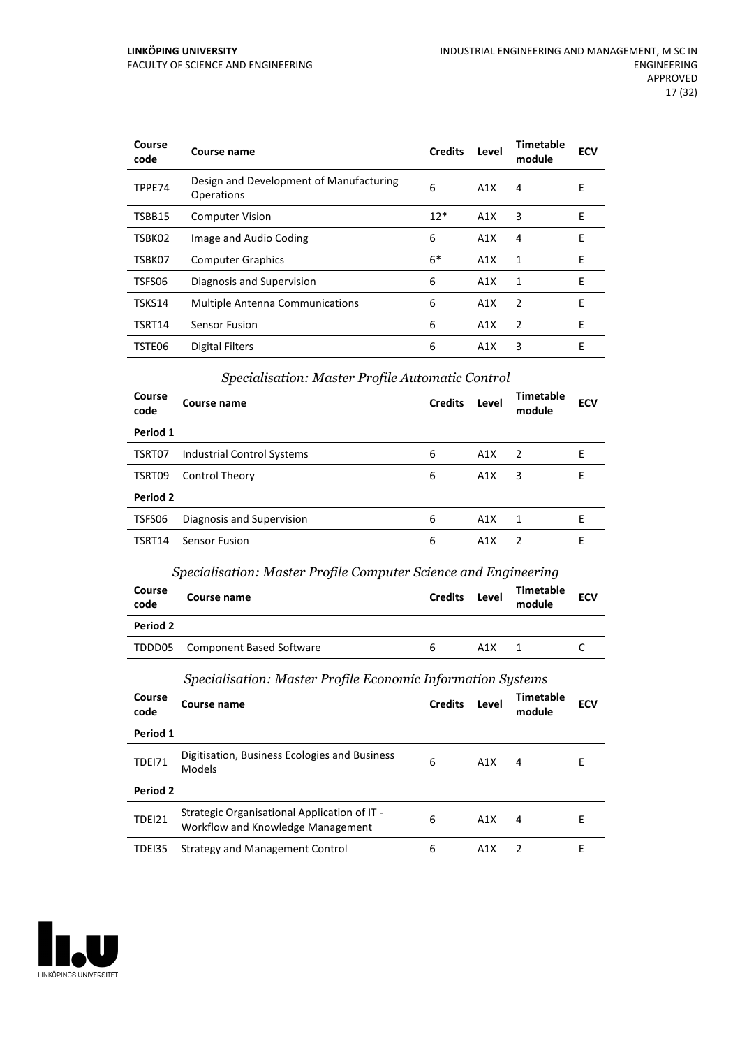| Course code | Course name | Credits | Level | Timetable module | ECV |
|---|---|---|---|---|---|
| TPPE74 | Design and Development of Manufacturing Operations | 6 | A1X | 4 | E |
| TSBB15 | Computer Vision | 12* | A1X | 3 | E |
| TSBK02 | Image and Audio Coding | 6 | A1X | 4 | E |
| TSBK07 | Computer Graphics | 6* | A1X | 1 | E |
| TSFS06 | Diagnosis and Supervision | 6 | A1X | 1 | E |
| TSKS14 | Multiple Antenna Communications | 6 | A1X | 2 | E |
| TSRT14 | Sensor Fusion | 6 | A1X | 2 | E |
| TSTE06 | Digital Filters | 6 | A1X | 3 | E |

### *Specialisation: Master Profile Automatic Control*

| Course code | Course name | Credits | Level | Timetable module | ECV |
|---|---|---|---|---|---|
| **Period 1** | | | | | |
| TSRT07 | Industrial Control Systems | 6 | A1X | 2 | E |
| TSRT09 | Control Theory | 6 | A1X | 3 | E |
| **Period 2** | | | | | |
| TSFS06 | Diagnosis and Supervision | 6 | A1X | 1 | E |
| TSRT14 | Sensor Fusion | 6 | A1X | 2 | E |

### *Specialisation: Master Profile Computer Science and Engineering*

| Course code | Course name | Credits | Level | Timetable module | ECV |
|---|---|---|---|---|---|
| **Period 2** | | | | | |
| TDDD05 | Component Based Software | 6 | A1X | 1 | C |

### *Specialisation: Master Profile Economic Information Systems*

| Course code | Course name | Credits | Level | Timetable module | ECV |
|---|---|---|---|---|---|
| **Period 1** | | | | | |
| TDEI71 | Digitisation, Business Ecologies and Business Models | 6 | A1X | 4 | E |
| **Period 2** | | | | | |
| TDEI21 | Strategic Organisational Application of IT - Workflow and Knowledge Management | 6 | A1X | 4 | E |
| TDEI35 | Strategy and Management Control | 6 | A1X | 2 | E |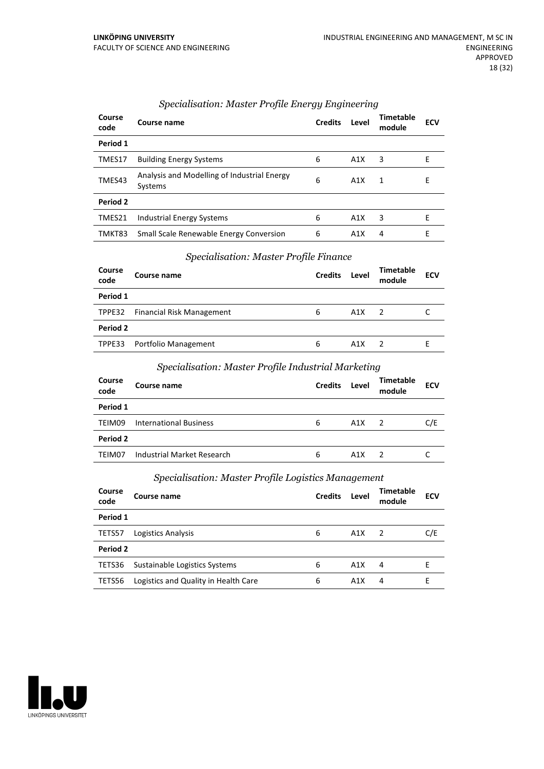### *Specialisation: Master Profile Energy Engineering*

| Course code | Course name | Credits | Level | Timetable module | ECV |
|---|---|---|---|---|---|
| **Period 1** | | | | | |
| TMES17 | Building Energy Systems | 6 | A1X | 3 | E |
| TMES43 | Analysis and Modelling of Industrial Energy Systems | 6 | A1X | 1 | E |
| **Period 2** | | | | | |
| TMES21 | Industrial Energy Systems | 6 | A1X | 3 | E |
| TMKT83 | Small Scale Renewable Energy Conversion | 6 | A1X | 4 | E |

### *Specialisation: Master Profile Finance*

| Course code | Course name | Credits | Level | Timetable module | ECV |
|---|---|---|---|---|---|
| **Period 1** | | | | | |
| TPPE32 | Financial Risk Management | 6 | A1X | 2 | C |
| **Period 2** | | | | | |
| TPPE33 | Portfolio Management | 6 | A1X | 2 | E |

### *Specialisation: Master Profile Industrial Marketing*

| Course code | Course name | Credits | Level | Timetable module | ECV |
|---|---|---|---|---|---|
| **Period 1** | | | | | |
| TEIM09 | International Business | 6 | A1X | 2 | C/E |
| **Period 2** | | | | | |
| TEIM07 | Industrial Market Research | 6 | A1X | 2 | C |

### *Specialisation: Master Profile Logistics Management*

| Course code | Course name | Credits | Level | Timetable module | ECV |
|---|---|---|---|---|---|
| **Period 1** | | | | | |
| TETS57 | Logistics Analysis | 6 | A1X | 2 | C/E |
| **Period 2** | | | | | |
| TETS36 | Sustainable Logistics Systems | 6 | A1X | 4 | E |
| TETS56 | Logistics and Quality in Health Care | 6 | A1X | 4 | E |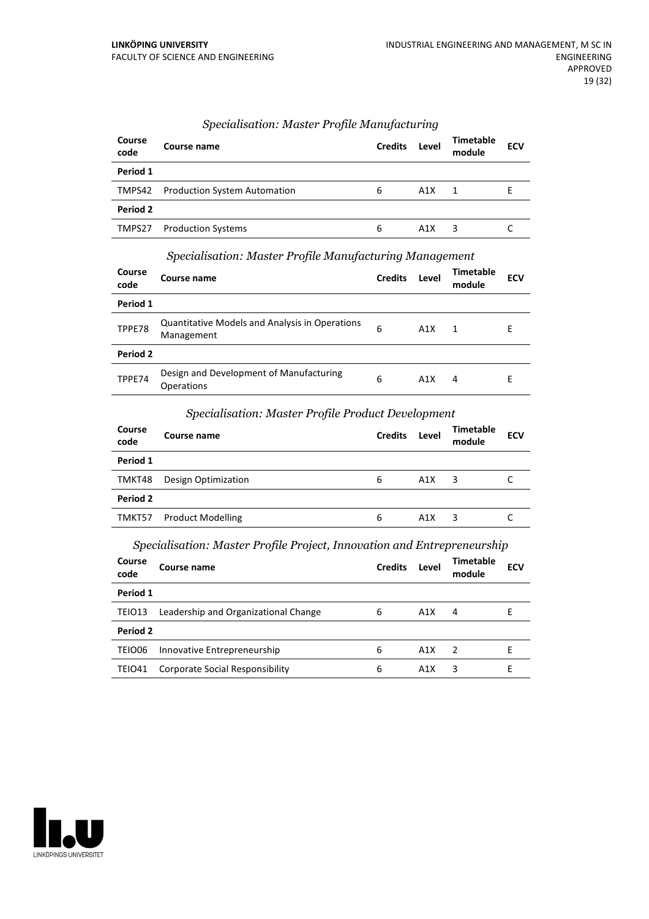*Specialisation: Master Profile Manufacturing*

| Course code | Course name | Credits | Level | Timetable module | ECV |
|---|---|---|---|---|---|
| **Period 1** | | | | | |
| TMPS42 | Production System Automation | 6 | A1X | 1 | E |
| **Period 2** | | | | | |
| TMPS27 | Production Systems | 6 | A1X | 3 | C |

*Specialisation: Master Profile Manufacturing Management*

| Course code | Course name | Credits | Level | Timetable module | ECV |
|---|---|---|---|---|---|
| **Period 1** | | | | | |
| TPPE78 | Quantitative Models and Analysis in Operations Management | 6 | A1X | 1 | E |
| **Period 2** | | | | | |
| TPPE74 | Design and Development of Manufacturing Operations | 6 | A1X | 4 | E |

*Specialisation: Master Profile Product Development*

| Course code | Course name | Credits | Level | Timetable module | ECV |
|---|---|---|---|---|---|
| **Period 1** | | | | | |
| TMKT48 | Design Optimization | 6 | A1X | 3 | C |
| **Period 2** | | | | | |
| TMKT57 | Product Modelling | 6 | A1X | 3 | C |

*Specialisation: Master Profile Project, Innovation and Entrepreneurship*

| Course code | Course name | Credits | Level | Timetable module | ECV |
|---|---|---|---|---|---|
| **Period 1** | | | | | |
| TEIO13 | Leadership and Organizational Change | 6 | A1X | 4 | E |
| **Period 2** | | | | | |
| TEIO06 | Innovative Entrepreneurship | 6 | A1X | 2 | E |
| TEIO41 | Corporate Social Responsibility | 6 | A1X | 3 | E |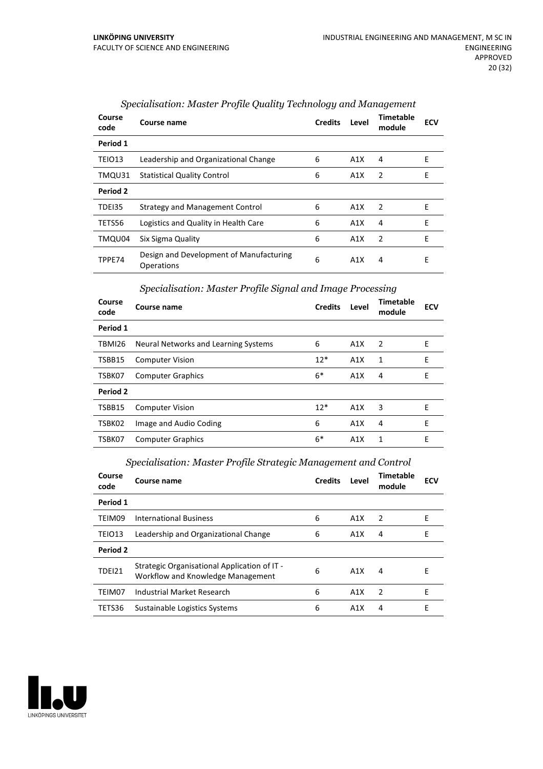### *Specialisation: Master Profile Quality Technology and Management*

| Course code | Course name | Credits | Level | Timetable module | ECV |
|---|---|---|---|---|---|
| **Period 1** | | | | | |
| TEIO13 | Leadership and Organizational Change | 6 | A1X | 4 | E |
| TMQU31 | Statistical Quality Control | 6 | A1X | 2 | E |
| **Period 2** | | | | | |
| TDEI35 | Strategy and Management Control | 6 | A1X | 2 | E |
| TETS56 | Logistics and Quality in Health Care | 6 | A1X | 4 | E |
| TMQU04 | Six Sigma Quality | 6 | A1X | 2 | E |
| TPPE74 | Design and Development of Manufacturing Operations | 6 | A1X | 4 | E |

### *Specialisation: Master Profile Signal and Image Processing*

| Course code | Course name | Credits | Level | Timetable module | ECV |
|---|---|---|---|---|---|
| **Period 1** | | | | | |
| TBMI26 | Neural Networks and Learning Systems | 6 | A1X | 2 | E |
| TSBB15 | Computer Vision | 12* | A1X | 1 | E |
| TSBK07 | Computer Graphics | 6* | A1X | 4 | E |
| **Period 2** | | | | | |
| TSBB15 | Computer Vision | 12* | A1X | 3 | E |
| TSBK02 | Image and Audio Coding | 6 | A1X | 4 | E |
| TSBK07 | Computer Graphics | 6* | A1X | 1 | E |

### *Specialisation: Master Profile Strategic Management and Control*

| Course code | Course name | Credits | Level | Timetable module | ECV |
|---|---|---|---|---|---|
| **Period 1** | | | | | |
| TEIM09 | International Business | 6 | A1X | 2 | E |
| TEIO13 | Leadership and Organizational Change | 6 | A1X | 4 | E |
| **Period 2** | | | | | |
| TDEI21 | Strategic Organisational Application of IT - Workflow and Knowledge Management | 6 | A1X | 4 | E |
| TEIM07 | Industrial Market Research | 6 | A1X | 2 | E |
| TETS36 | Sustainable Logistics Systems | 6 | A1X | 4 | E |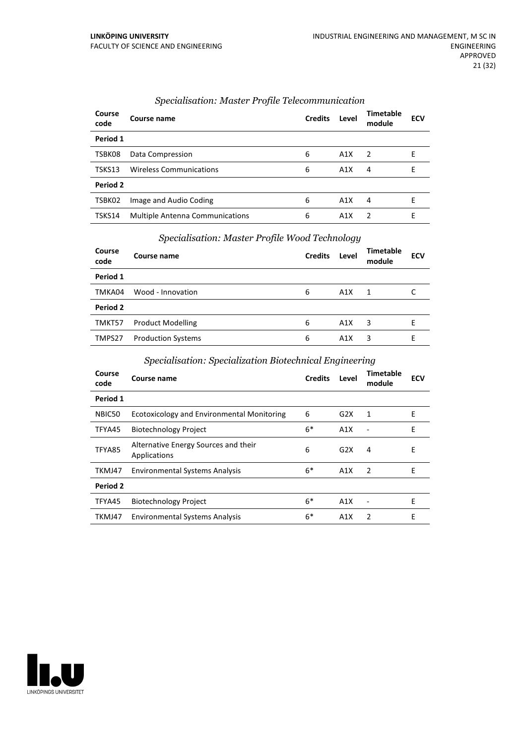### *Specialisation: Master Profile Telecommunication*

| Course code | Course name | Credits | Level | Timetable module | ECV |
|---|---|---|---|---|---|
| **Period 1** | | | | | |
| TSBK08 | Data Compression | 6 | A1X | 2 | E |
| TSKS13 | Wireless Communications | 6 | A1X | 4 | E |
| **Period 2** | | | | | |
| TSBK02 | Image and Audio Coding | 6 | A1X | 4 | E |
| TSKS14 | Multiple Antenna Communications | 6 | A1X | 2 | E |

### *Specialisation: Master Profile Wood Technology*

| Course code | Course name | Credits | Level | Timetable module | ECV |
|---|---|---|---|---|---|
| **Period 1** | | | | | |
| TMKA04 | Wood - Innovation | 6 | A1X | 1 | C |
| **Period 2** | | | | | |
| TMKT57 | Product Modelling | 6 | A1X | 3 | E |
| TMPS27 | Production Systems | 6 | A1X | 3 | E |

### *Specialisation: Specialization Biotechnical Engineering*

| Course code | Course name | Credits | Level | Timetable module | ECV |
|---|---|---|---|---|---|
| **Period 1** | | | | | |
| NBIC50 | Ecotoxicology and Environmental Monitoring | 6 | G2X | 1 | E |
| TFYA45 | Biotechnology Project | 6* | A1X | - | E |
| TFYA85 | Alternative Energy Sources and their Applications | 6 | G2X | 4 | E |
| TKMJ47 | Environmental Systems Analysis | 6* | A1X | 2 | E |
| **Period 2** | | | | | |
| TFYA45 | Biotechnology Project | 6* | A1X | - | E |
| TKMJ47 | Environmental Systems Analysis | 6* | A1X | 2 | E |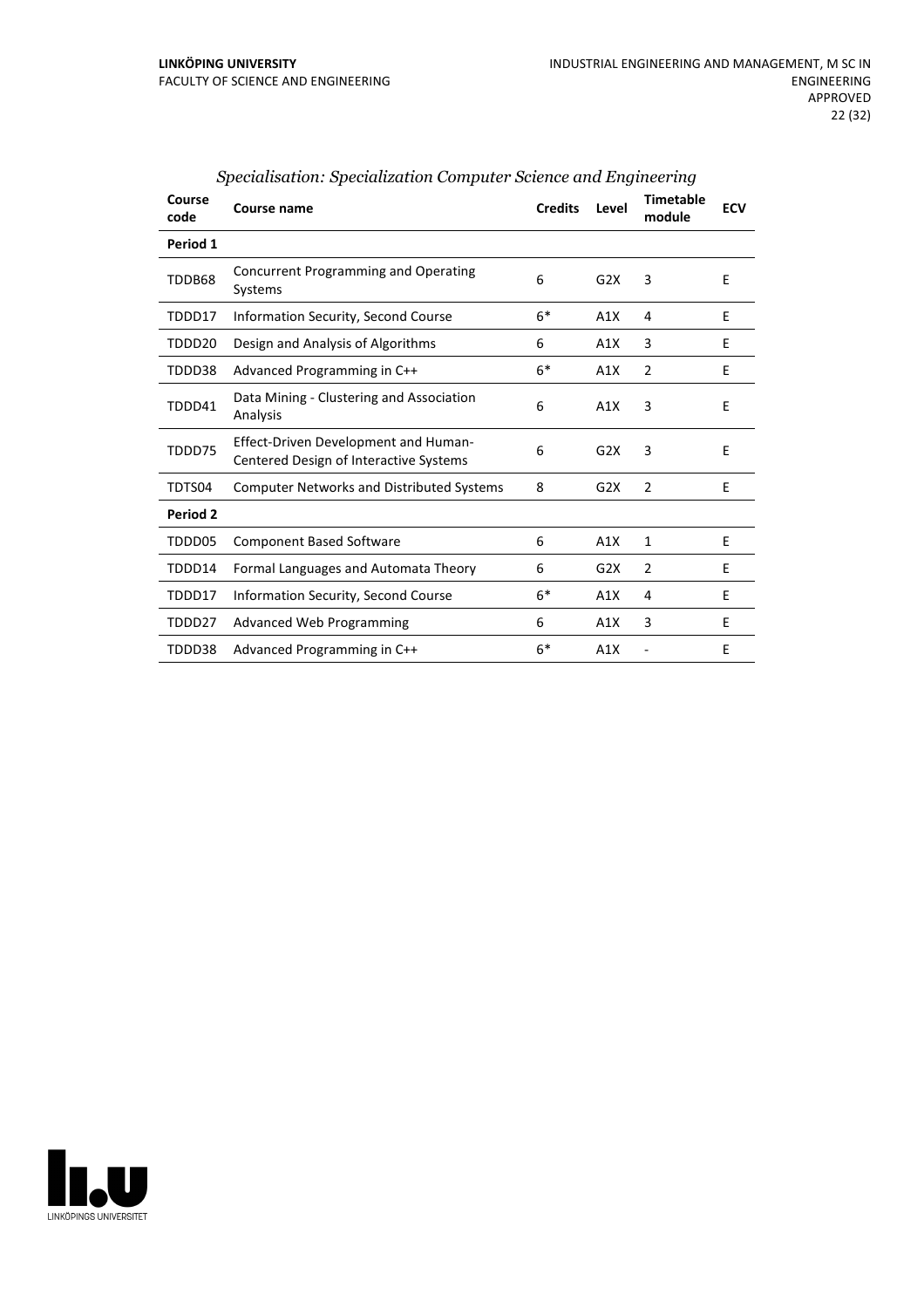*Specialisation: Specialization Computer Science and Engineering*

| Course code | Course name | Credits | Level | Timetable module | ECV |
|---|---|---|---|---|---|
| **Period 1** | | | | | |
| TDDB68 | Concurrent Programming and Operating Systems | 6 | G2X | 3 | E |
| TDDD17 | Information Security, Second Course | 6* | A1X | 4 | E |
| TDDD20 | Design and Analysis of Algorithms | 6 | A1X | 3 | E |
| TDDD38 | Advanced Programming in C++ | 6* | A1X | 2 | E |
| TDDD41 | Data Mining - Clustering and Association Analysis | 6 | A1X | 3 | E |
| TDDD75 | Effect-Driven Development and Human-Centered Design of Interactive Systems | 6 | G2X | 3 | E |
| TDTS04 | Computer Networks and Distributed Systems | 8 | G2X | 2 | E |
| **Period 2** | | | | | |
| TDDD05 | Component Based Software | 6 | A1X | 1 | E |
| TDDD14 | Formal Languages and Automata Theory | 6 | G2X | 2 | E |
| TDDD17 | Information Security, Second Course | 6* | A1X | 4 | E |
| TDDD27 | Advanced Web Programming | 6 | A1X | 3 | E |
| TDDD38 | Advanced Programming in C++ | 6* | A1X | - | E |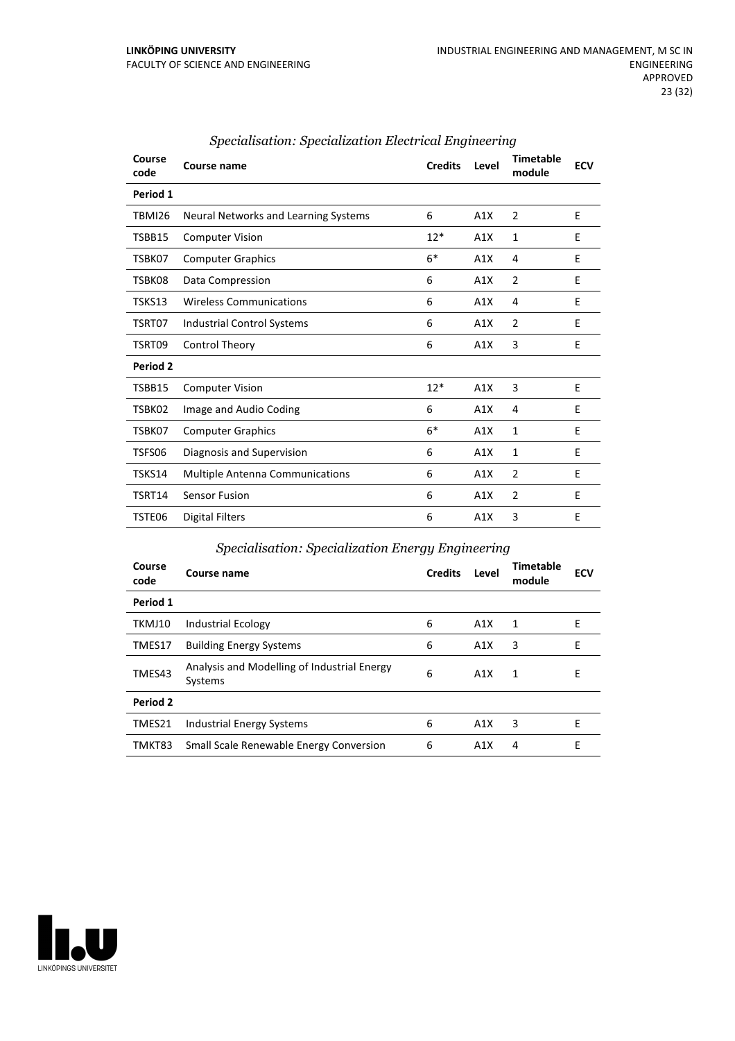### *Specialisation: Specialization Electrical Engineering*

| Course code | Course name | Credits | Level | Timetable module | ECV |
|---|---|---|---|---|---|
| **Period 1** | | | | | |
| TBMI26 | Neural Networks and Learning Systems | 6 | A1X | 2 | E |
| TSBB15 | Computer Vision | 12* | A1X | 1 | E |
| TSBK07 | Computer Graphics | 6* | A1X | 4 | E |
| TSBK08 | Data Compression | 6 | A1X | 2 | E |
| TSKS13 | Wireless Communications | 6 | A1X | 4 | E |
| TSRT07 | Industrial Control Systems | 6 | A1X | 2 | E |
| TSRT09 | Control Theory | 6 | A1X | 3 | E |
| **Period 2** | | | | | |
| TSBB15 | Computer Vision | 12* | A1X | 3 | E |
| TSBK02 | Image and Audio Coding | 6 | A1X | 4 | E |
| TSBK07 | Computer Graphics | 6* | A1X | 1 | E |
| TSFS06 | Diagnosis and Supervision | 6 | A1X | 1 | E |
| TSKS14 | Multiple Antenna Communications | 6 | A1X | 2 | E |
| TSRT14 | Sensor Fusion | 6 | A1X | 2 | E |
| TSTE06 | Digital Filters | 6 | A1X | 3 | E |

### *Specialisation: Specialization Energy Engineering*

| Course code | Course name | Credits | Level | Timetable module | ECV |
|---|---|---|---|---|---|
| **Period 1** | | | | | |
| TKMJ10 | Industrial Ecology | 6 | A1X | 1 | E |
| TMES17 | Building Energy Systems | 6 | A1X | 3 | E |
| TMES43 | Analysis and Modelling of Industrial Energy Systems | 6 | A1X | 1 | E |
| **Period 2** | | | | | |
| TMES21 | Industrial Energy Systems | 6 | A1X | 3 | E |
| TMKT83 | Small Scale Renewable Energy Conversion | 6 | A1X | 4 | E |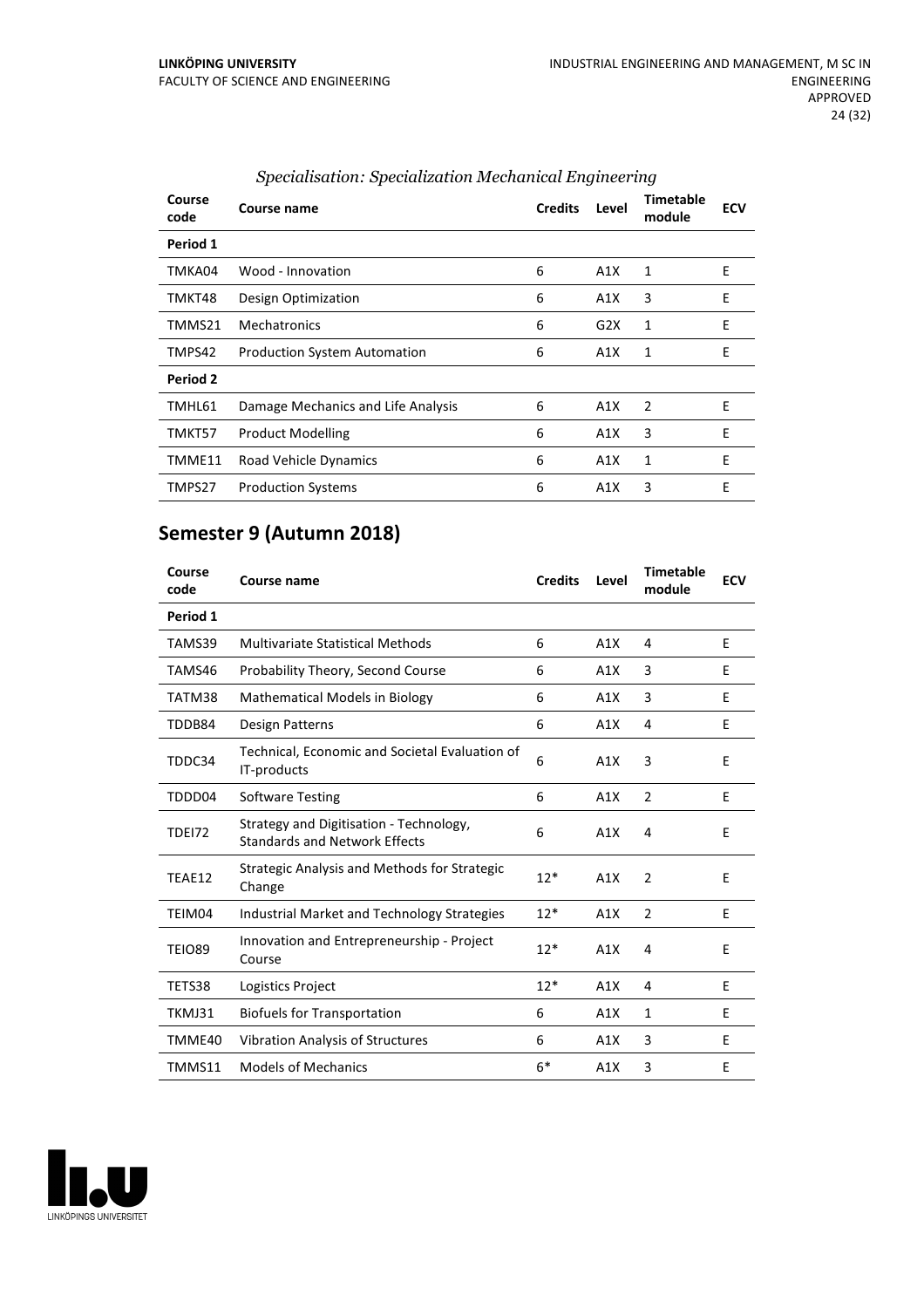*Specialisation: Specialization Mechanical Engineering*

| Course code | Course name | Credits | Level | Timetable module | ECV |
|---|---|---|---|---|---|
| **Period 1** | | | | | |
| TMKA04 | Wood - Innovation | 6 | A1X | 1 | E |
| TMKT48 | Design Optimization | 6 | A1X | 3 | E |
| TMMS21 | Mechatronics | 6 | G2X | 1 | E |
| TMPS42 | Production System Automation | 6 | A1X | 1 | E |
| **Period 2** | | | | | |
| TMHL61 | Damage Mechanics and Life Analysis | 6 | A1X | 2 | E |
| TMKT57 | Product Modelling | 6 | A1X | 3 | E |
| TMME11 | Road Vehicle Dynamics | 6 | A1X | 1 | E |
| TMPS27 | Production Systems | 6 | A1X | 3 | E |

## Semester 9 (Autumn 2018)

| Course code | Course name | Credits | Level | Timetable module | ECV |
|---|---|---|---|---|---|
| **Period 1** | | | | | |
| TAMS39 | Multivariate Statistical Methods | 6 | A1X | 4 | E |
| TAMS46 | Probability Theory, Second Course | 6 | A1X | 3 | E |
| TATM38 | Mathematical Models in Biology | 6 | A1X | 3 | E |
| TDDB84 | Design Patterns | 6 | A1X | 4 | E |
| TDDC34 | Technical, Economic and Societal Evaluation of IT-products | 6 | A1X | 3 | E |
| TDDD04 | Software Testing | 6 | A1X | 2 | E |
| TDEI72 | Strategy and Digitisation - Technology, Standards and Network Effects | 6 | A1X | 4 | E |
| TEAE12 | Strategic Analysis and Methods for Strategic Change | 12* | A1X | 2 | E |
| TEIM04 | Industrial Market and Technology Strategies | 12* | A1X | 2 | E |
| TEIO89 | Innovation and Entrepreneurship - Project Course | 12* | A1X | 4 | E |
| TETS38 | Logistics Project | 12* | A1X | 4 | E |
| TKMJ31 | Biofuels for Transportation | 6 | A1X | 1 | E |
| TMME40 | Vibration Analysis of Structures | 6 | A1X | 3 | E |
| TMMS11 | Models of Mechanics | 6* | A1X | 3 | E |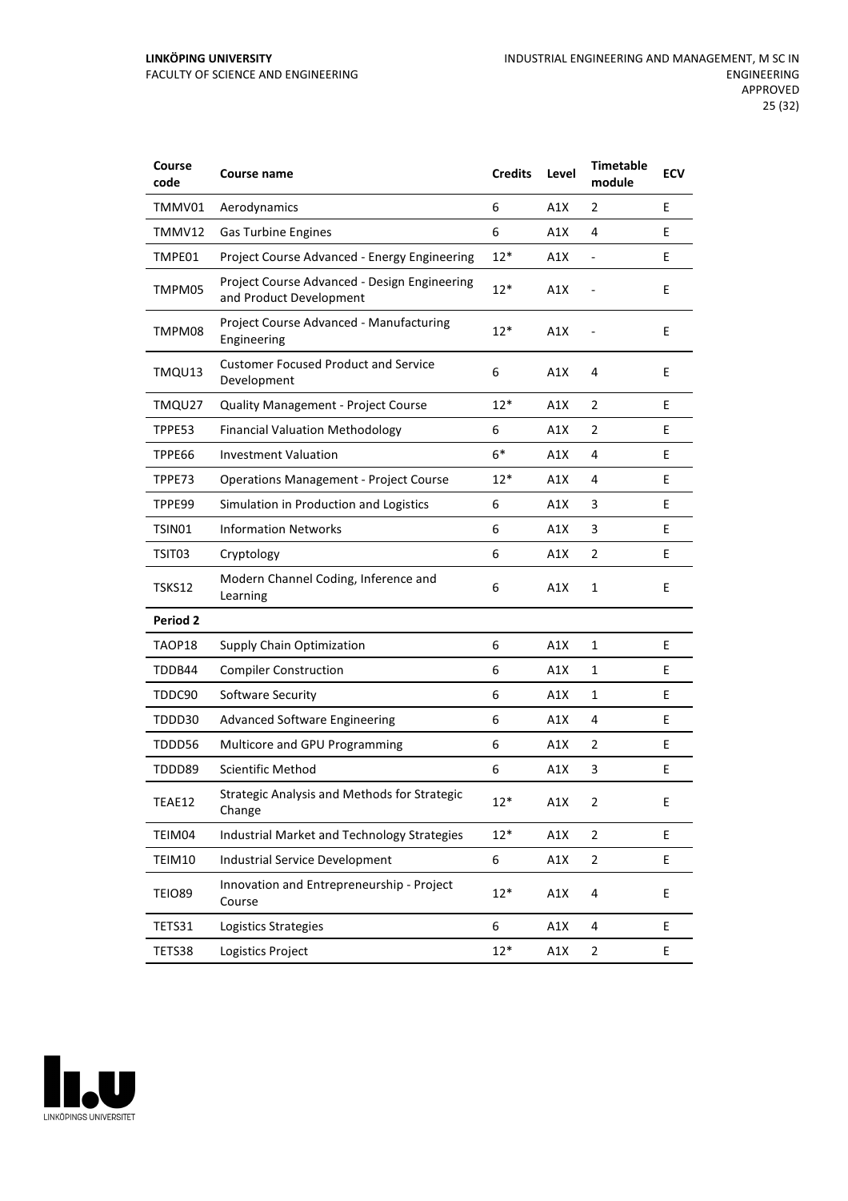| Course code | Course name | Credits | Level | Timetable module | ECV |
|---|---|---|---|---|---|
| TMMV01 | Aerodynamics | 6 | A1X | 2 | E |
| TMMV12 | Gas Turbine Engines | 6 | A1X | 4 | E |
| TMPE01 | Project Course Advanced - Energy Engineering | 12* | A1X | - | E |
| TMPM05 | Project Course Advanced - Design Engineering and Product Development | 12* | A1X | - | E |
| TMPM08 | Project Course Advanced - Manufacturing Engineering | 12* | A1X | - | E |
| TMQU13 | Customer Focused Product and Service Development | 6 | A1X | 4 | E |
| TMQU27 | Quality Management - Project Course | 12* | A1X | 2 | E |
| TPPE53 | Financial Valuation Methodology | 6 | A1X | 2 | E |
| TPPE66 | Investment Valuation | 6* | A1X | 4 | E |
| TPPE73 | Operations Management - Project Course | 12* | A1X | 4 | E |
| TPPE99 | Simulation in Production and Logistics | 6 | A1X | 3 | E |
| TSIN01 | Information Networks | 6 | A1X | 3 | E |
| TSIT03 | Cryptology | 6 | A1X | 2 | E |
| TSKS12 | Modern Channel Coding, Inference and Learning | 6 | A1X | 1 | E |
| **Period 2** | | | | | |
| TAOP18 | Supply Chain Optimization | 6 | A1X | 1 | E |
| TDDB44 | Compiler Construction | 6 | A1X | 1 | E |
| TDDC90 | Software Security | 6 | A1X | 1 | E |
| TDDD30 | Advanced Software Engineering | 6 | A1X | 4 | E |
| TDDD56 | Multicore and GPU Programming | 6 | A1X | 2 | E |
| TDDD89 | Scientific Method | 6 | A1X | 3 | E |
| TEAE12 | Strategic Analysis and Methods for Strategic Change | 12* | A1X | 2 | E |
| TEIM04 | Industrial Market and Technology Strategies | 12* | A1X | 2 | E |
| TEIM10 | Industrial Service Development | 6 | A1X | 2 | E |
| TEIO89 | Innovation and Entrepreneurship - Project Course | 12* | A1X | 4 | E |
| TETS31 | Logistics Strategies | 6 | A1X | 4 | E |
| TETS38 | Logistics Project | 12* | A1X | 2 | E |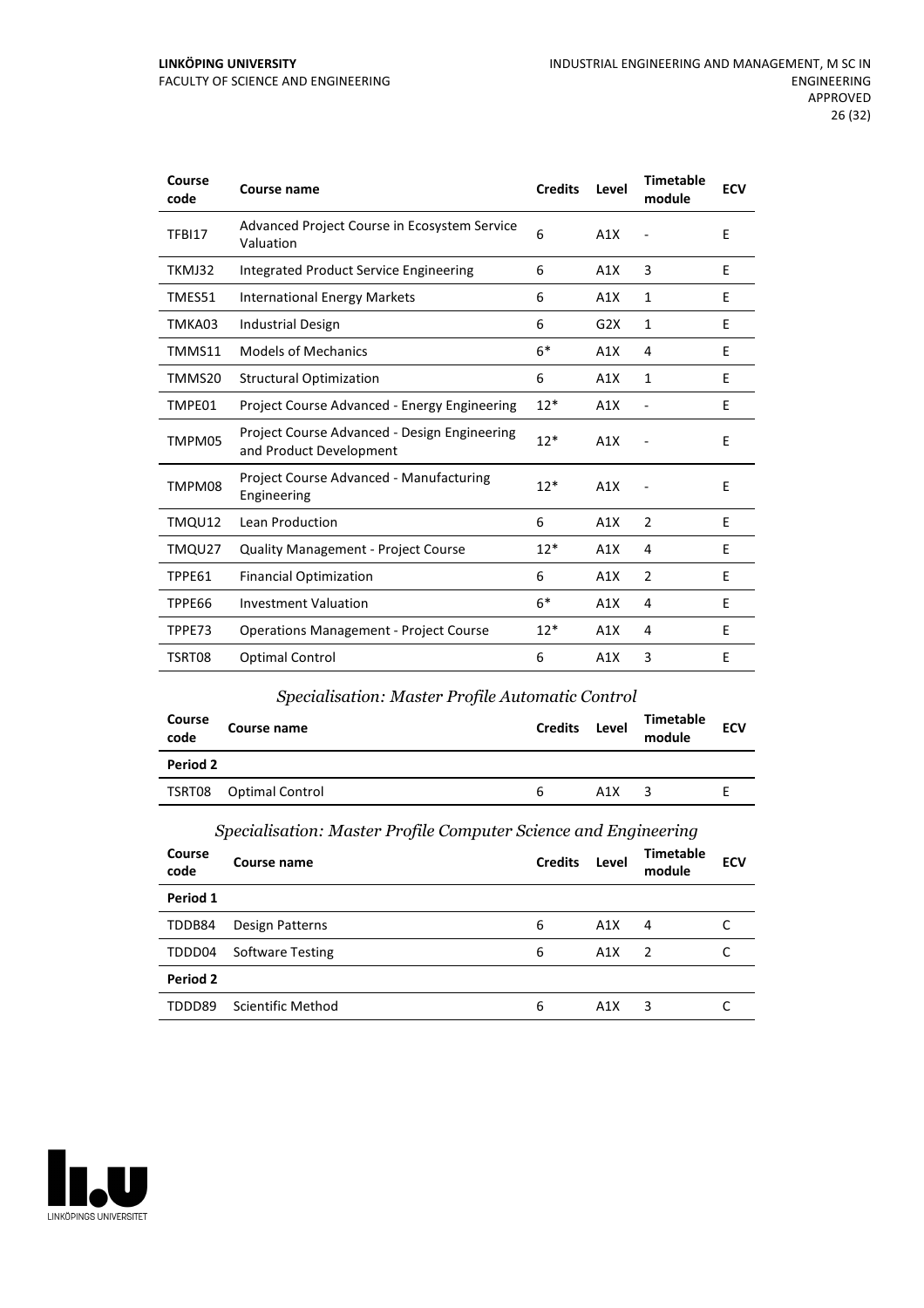| Course code | Course name | Credits | Level | Timetable module | ECV |
|---|---|---|---|---|---|
| TFBI17 | Advanced Project Course in Ecosystem Service Valuation | 6 | A1X | - | E |
| TKMJ32 | Integrated Product Service Engineering | 6 | A1X | 3 | E |
| TMES51 | International Energy Markets | 6 | A1X | 1 | E |
| TMKA03 | Industrial Design | 6 | G2X | 1 | E |
| TMMS11 | Models of Mechanics | 6* | A1X | 4 | E |
| TMMS20 | Structural Optimization | 6 | A1X | 1 | E |
| TMPE01 | Project Course Advanced - Energy Engineering | 12* | A1X | - | E |
| TMPM05 | Project Course Advanced - Design Engineering and Product Development | 12* | A1X | - | E |
| TMPM08 | Project Course Advanced - Manufacturing Engineering | 12* | A1X | - | E |
| TMQU12 | Lean Production | 6 | A1X | 2 | E |
| TMQU27 | Quality Management - Project Course | 12* | A1X | 4 | E |
| TPPE61 | Financial Optimization | 6 | A1X | 2 | E |
| TPPE66 | Investment Valuation | 6* | A1X | 4 | E |
| TPPE73 | Operations Management - Project Course | 12* | A1X | 4 | E |
| TSRT08 | Optimal Control | 6 | A1X | 3 | E |

### *Specialisation: Master Profile Automatic Control*

| Course code | Course name | Credits | Level | Timetable module | ECV |
|---|---|---|---|---|---|
| **Period 2** | | | | | |
| TSRT08 | Optimal Control | 6 | A1X | 3 | E |

### *Specialisation: Master Profile Computer Science and Engineering*

| Course code | Course name | Credits | Level | Timetable module | ECV |
|---|---|---|---|---|---|
| **Period 1** | | | | | |
| TDDB84 | Design Patterns | 6 | A1X | 4 | C |
| TDDD04 | Software Testing | 6 | A1X | 2 | C |
| **Period 2** | | | | | |
| TDDD89 | Scientific Method | 6 | A1X | 3 | C |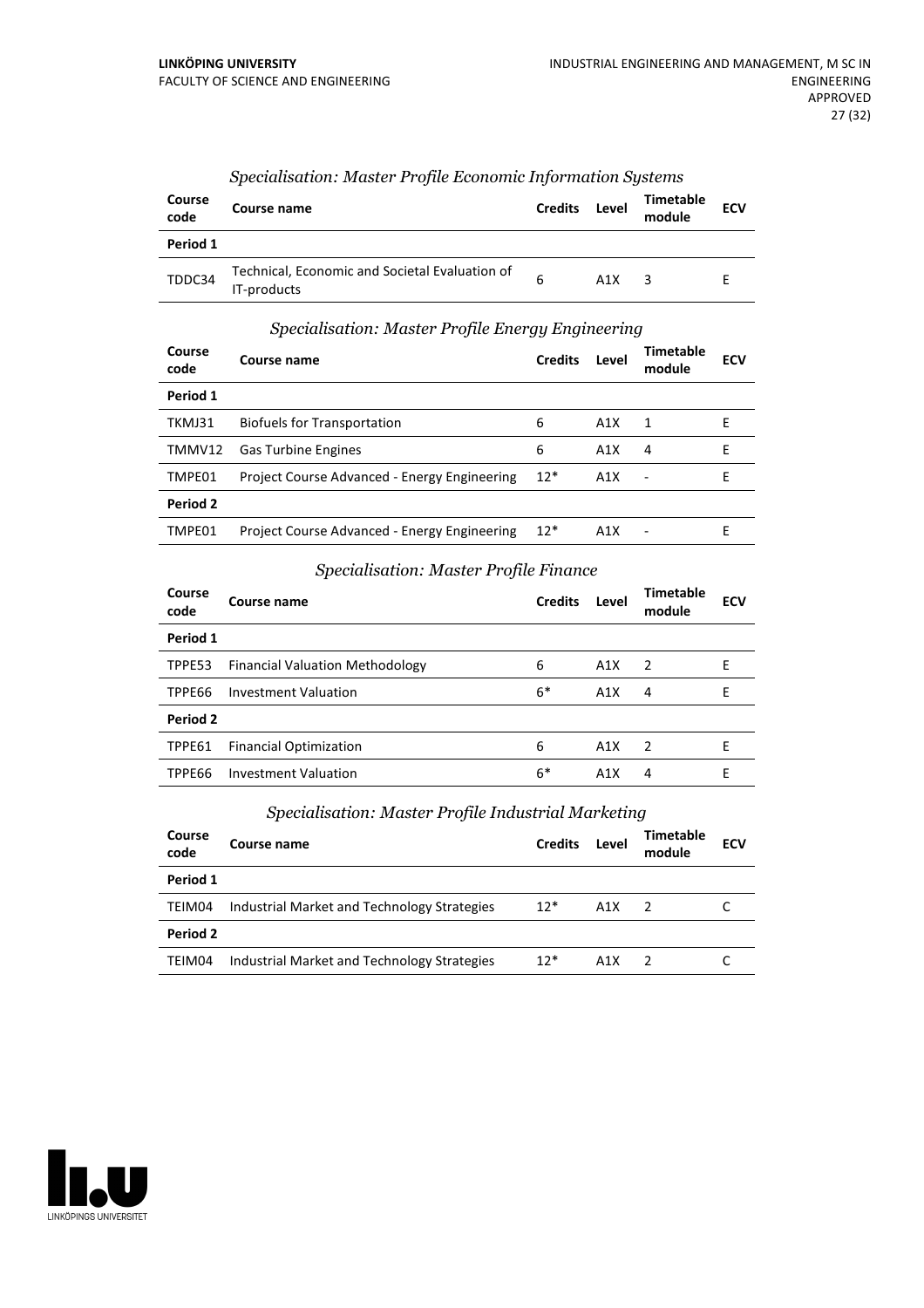*Specialisation: Master Profile Economic Information Systems*

| Course code | Course name | Credits | Level | Timetable module | ECV |
|---|---|---|---|---|---|
| **Period 1** | | | | | |
| TDDC34 | Technical, Economic and Societal Evaluation of IT-products | 6 | A1X | 3 | E |

*Specialisation: Master Profile Energy Engineering*

| Course code | Course name | Credits | Level | Timetable module | ECV |
|---|---|---|---|---|---|
| **Period 1** | | | | | |
| TKMJ31 | Biofuels for Transportation | 6 | A1X | 1 | E |
| TMMV12 | Gas Turbine Engines | 6 | A1X | 4 | E |
| TMPE01 | Project Course Advanced - Energy Engineering | 12* | A1X | - | E |
| **Period 2** | | | | | |
| TMPE01 | Project Course Advanced - Energy Engineering | 12* | A1X | - | E |

*Specialisation: Master Profile Finance*

| Course code | Course name | Credits | Level | Timetable module | ECV |
|---|---|---|---|---|---|
| **Period 1** | | | | | |
| TPPE53 | Financial Valuation Methodology | 6 | A1X | 2 | E |
| TPPE66 | Investment Valuation | 6* | A1X | 4 | E |
| **Period 2** | | | | | |
| TPPE61 | Financial Optimization | 6 | A1X | 2 | E |
| TPPE66 | Investment Valuation | 6* | A1X | 4 | E |

*Specialisation: Master Profile Industrial Marketing*

| Course code | Course name | Credits | Level | Timetable module | ECV |
|---|---|---|---|---|---|
| **Period 1** | | | | | |
| TEIM04 | Industrial Market and Technology Strategies | 12* | A1X | 2 | C |
| **Period 2** | | | | | |
| TEIM04 | Industrial Market and Technology Strategies | 12* | A1X | 2 | C |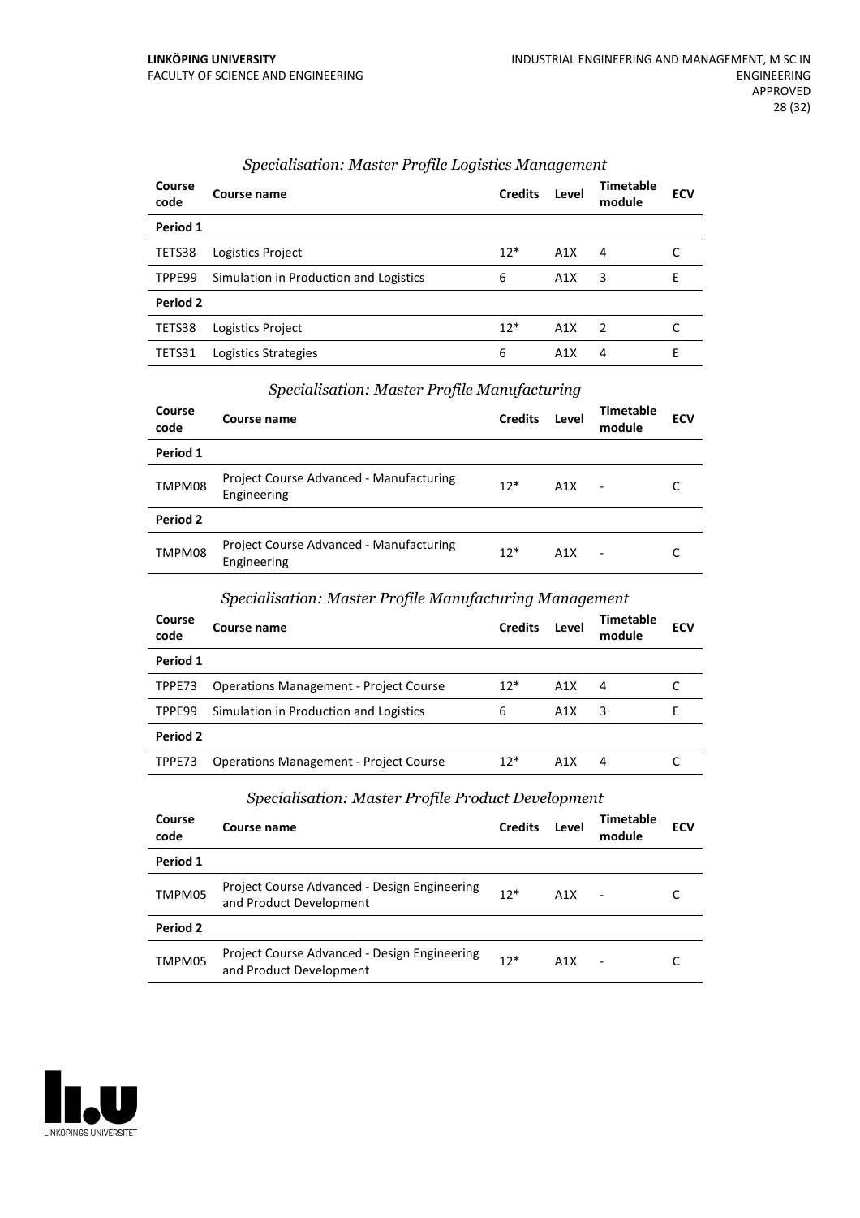*Specialisation: Master Profile Logistics Management*

| Course code | Course name | Credits | Level | Timetable module | ECV |
|---|---|---|---|---|---|
| **Period 1** | | | | | |
| TETS38 | Logistics Project | 12* | A1X | 4 | C |
| TPPE99 | Simulation in Production and Logistics | 6 | A1X | 3 | E |
| **Period 2** | | | | | |
| TETS38 | Logistics Project | 12* | A1X | 2 | C |
| TETS31 | Logistics Strategies | 6 | A1X | 4 | E |

*Specialisation: Master Profile Manufacturing*

| Course code | Course name | Credits | Level | Timetable module | ECV |
|---|---|---|---|---|---|
| **Period 1** | | | | | |
| TMPM08 | Project Course Advanced - Manufacturing Engineering | 12* | A1X | - | C |
| **Period 2** | | | | | |
| TMPM08 | Project Course Advanced - Manufacturing Engineering | 12* | A1X | - | C |

*Specialisation: Master Profile Manufacturing Management*

| Course code | Course name | Credits | Level | Timetable module | ECV |
|---|---|---|---|---|---|
| **Period 1** | | | | | |
| TPPE73 | Operations Management - Project Course | 12* | A1X | 4 | C |
| TPPE99 | Simulation in Production and Logistics | 6 | A1X | 3 | E |
| **Period 2** | | | | | |
| TPPE73 | Operations Management - Project Course | 12* | A1X | 4 | C |

*Specialisation: Master Profile Product Development*

| Course code | Course name | Credits | Level | Timetable module | ECV |
|---|---|---|---|---|---|
| **Period 1** | | | | | |
| TMPM05 | Project Course Advanced - Design Engineering and Product Development | 12* | A1X | - | C |
| **Period 2** | | | | | |
| TMPM05 | Project Course Advanced - Design Engineering and Product Development | 12* | A1X | - | C |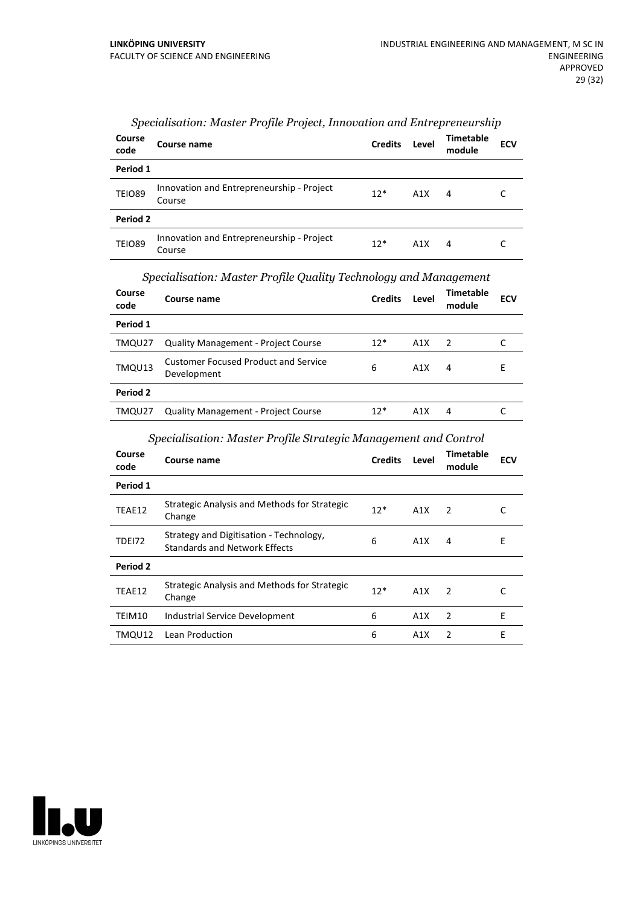### *Specialisation: Master Profile Project, Innovation and Entrepreneurship*

| Course code | Course name | Credits | Level | Timetable module | ECV |
|---|---|---|---|---|---|
| **Period 1** | | | | | |
| TEIO89 | Innovation and Entrepreneurship - Project Course | 12* | A1X | 4 | C |
| **Period 2** | | | | | |
| TEIO89 | Innovation and Entrepreneurship - Project Course | 12* | A1X | 4 | C |

### *Specialisation: Master Profile Quality Technology and Management*

| Course code | Course name | Credits | Level | Timetable module | ECV |
|---|---|---|---|---|---|
| **Period 1** | | | | | |
| TMQU27 | Quality Management - Project Course | 12* | A1X | 2 | C |
| TMQU13 | Customer Focused Product and Service Development | 6 | A1X | 4 | E |
| **Period 2** | | | | | |
| TMQU27 | Quality Management - Project Course | 12* | A1X | 4 | C |

### *Specialisation: Master Profile Strategic Management and Control*

| Course code | Course name | Credits | Level | Timetable module | ECV |
|---|---|---|---|---|---|
| **Period 1** | | | | | |
| TEAE12 | Strategic Analysis and Methods for Strategic Change | 12* | A1X | 2 | C |
| TDEI72 | Strategy and Digitisation - Technology, Standards and Network Effects | 6 | A1X | 4 | E |
| **Period 2** | | | | | |
| TEAE12 | Strategic Analysis and Methods for Strategic Change | 12* | A1X | 2 | C |
| TEIM10 | Industrial Service Development | 6 | A1X | 2 | E |
| TMQU12 | Lean Production | 6 | A1X | 2 | E |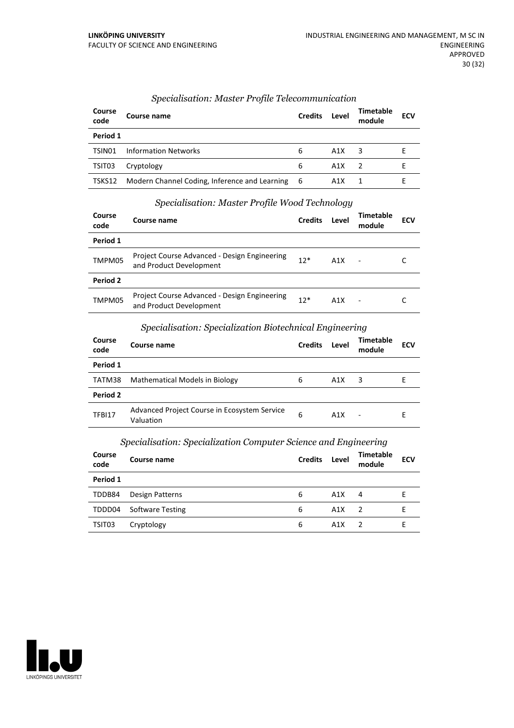### *Specialisation: Master Profile Telecommunication*

| Course code | Course name | Credits | Level | Timetable module | ECV |
|---|---|---|---|---|---|
| **Period 1** | | | | | |
| TSIN01 | Information Networks | 6 | A1X | 3 | E |
| TSIT03 | Cryptology | 6 | A1X | 2 | E |
| TSKS12 | Modern Channel Coding, Inference and Learning | 6 | A1X | 1 | E |

### *Specialisation: Master Profile Wood Technology*

| Course code | Course name | Credits | Level | Timetable module | ECV |
|---|---|---|---|---|---|
| **Period 1** | | | | | |
| TMPM05 | Project Course Advanced - Design Engineering and Product Development | 12* | A1X | - | C |
| **Period 2** | | | | | |
| TMPM05 | Project Course Advanced - Design Engineering and Product Development | 12* | A1X | - | C |

### *Specialisation: Specialization Biotechnical Engineering*

| Course code | Course name | Credits | Level | Timetable module | ECV |
|---|---|---|---|---|---|
| **Period 1** | | | | | |
| TATM38 | Mathematical Models in Biology | 6 | A1X | 3 | E |
| **Period 2** | | | | | |
| TFBI17 | Advanced Project Course in Ecosystem Service Valuation | 6 | A1X | - | E |

### *Specialisation: Specialization Computer Science and Engineering*

| Course code | Course name | Credits | Level | Timetable module | ECV |
|---|---|---|---|---|---|
| **Period 1** | | | | | |
| TDDB84 | Design Patterns | 6 | A1X | 4 | E |
| TDDD04 | Software Testing | 6 | A1X | 2 | E |
| TSIT03 | Cryptology | 6 | A1X | 2 | E |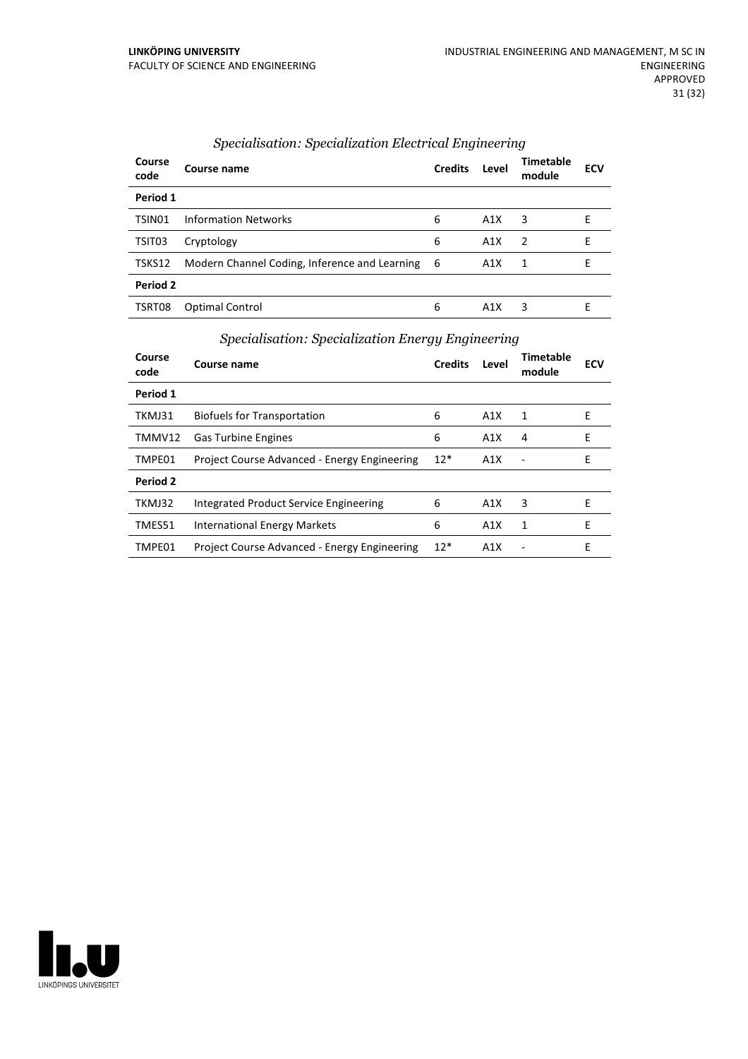### *Specialisation: Specialization Electrical Engineering*

| Course code | Course name | Credits | Level | Timetable module | ECV |
|---|---|---|---|---|---|
| **Period 1** | | | | | |
| TSIN01 | Information Networks | 6 | A1X | 3 | E |
| TSIT03 | Cryptology | 6 | A1X | 2 | E |
| TSKS12 | Modern Channel Coding, Inference and Learning | 6 | A1X | 1 | E |
| **Period 2** | | | | | |
| TSRT08 | Optimal Control | 6 | A1X | 3 | E |

### *Specialisation: Specialization Energy Engineering*

| Course code | Course name | Credits | Level | Timetable module | ECV |
|---|---|---|---|---|---|
| **Period 1** | | | | | |
| TKMJ31 | Biofuels for Transportation | 6 | A1X | 1 | E |
| TMMV12 | Gas Turbine Engines | 6 | A1X | 4 | E |
| TMPE01 | Project Course Advanced - Energy Engineering | 12* | A1X | - | E |
| **Period 2** | | | | | |
| TKMJ32 | Integrated Product Service Engineering | 6 | A1X | 3 | E |
| TMES51 | International Energy Markets | 6 | A1X | 1 | E |
| TMPE01 | Project Course Advanced - Energy Engineering | 12* | A1X | - | E |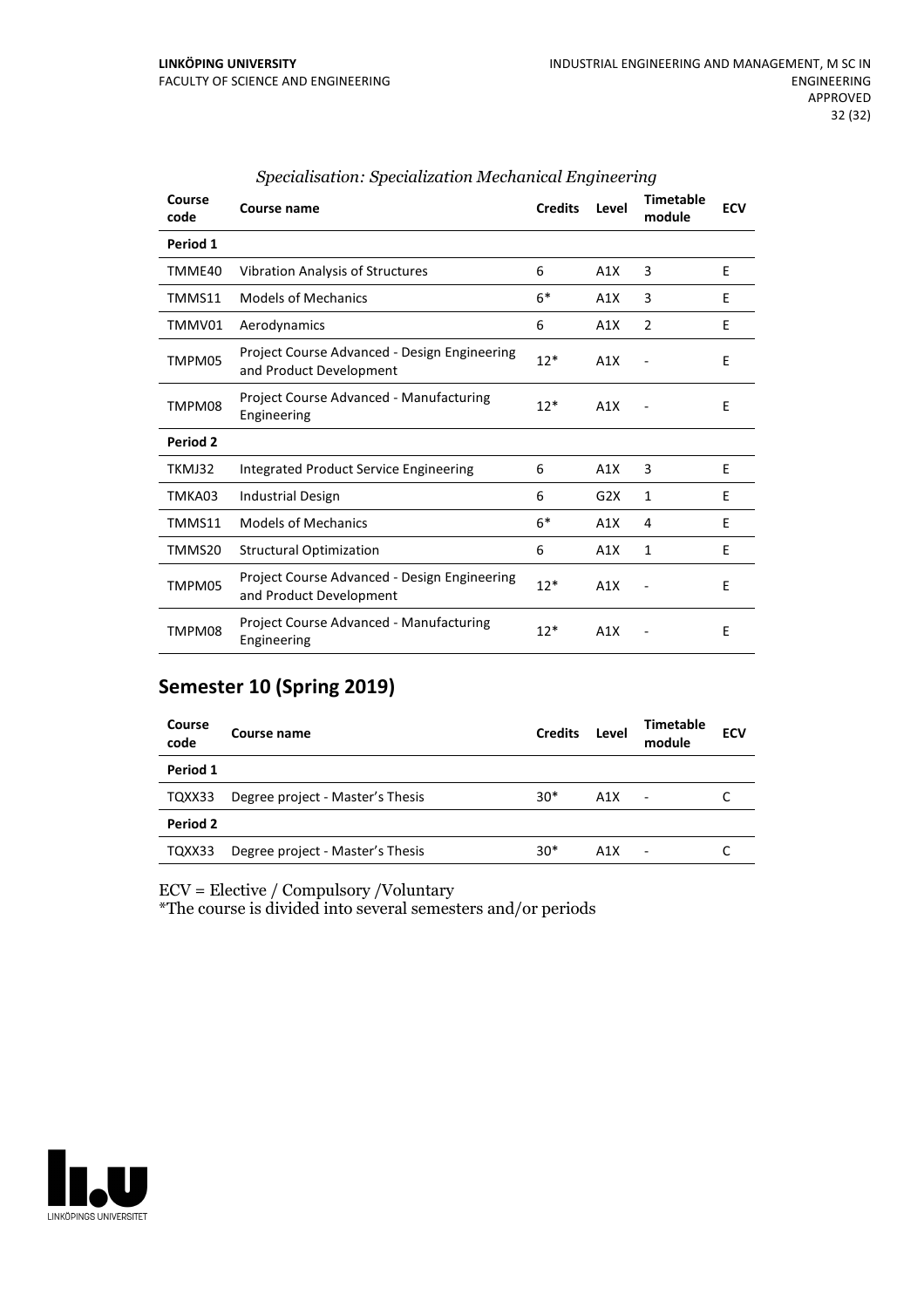*Specialisation: Specialization Mechanical Engineering*

| Course code | Course name | Credits | Level | Timetable module | ECV |
|---|---|---|---|---|---|
| **Period 1** | | | | | |
| TMME40 | Vibration Analysis of Structures | 6 | A1X | 3 | E |
| TMMS11 | Models of Mechanics | 6* | A1X | 3 | E |
| TMMV01 | Aerodynamics | 6 | A1X | 2 | E |
| TMPM05 | Project Course Advanced - Design Engineering and Product Development | 12* | A1X | - | E |
| TMPM08 | Project Course Advanced - Manufacturing Engineering | 12* | A1X | - | E |
| **Period 2** | | | | | |
| TKMJ32 | Integrated Product Service Engineering | 6 | A1X | 3 | E |
| TMKA03 | Industrial Design | 6 | G2X | 1 | E |
| TMMS11 | Models of Mechanics | 6* | A1X | 4 | E |
| TMMS20 | Structural Optimization | 6 | A1X | 1 | E |
| TMPM05 | Project Course Advanced - Design Engineering and Product Development | 12* | A1X | - | E |
| TMPM08 | Project Course Advanced - Manufacturing Engineering | 12* | A1X | - | E |

## Semester 10 (Spring 2019)

| Course code | Course name | Credits | Level | Timetable module | ECV |
|---|---|---|---|---|---|
| **Period 1** | | | | | |
| TQXX33 | Degree project - Master's Thesis | 30* | A1X | - | C |
| **Period 2** | | | | | |
| TQXX33 | Degree project - Master's Thesis | 30* | A1X | - | C |

ECV = Elective / Compulsory /Voluntary

*The course is divided into several semesters and/or periods